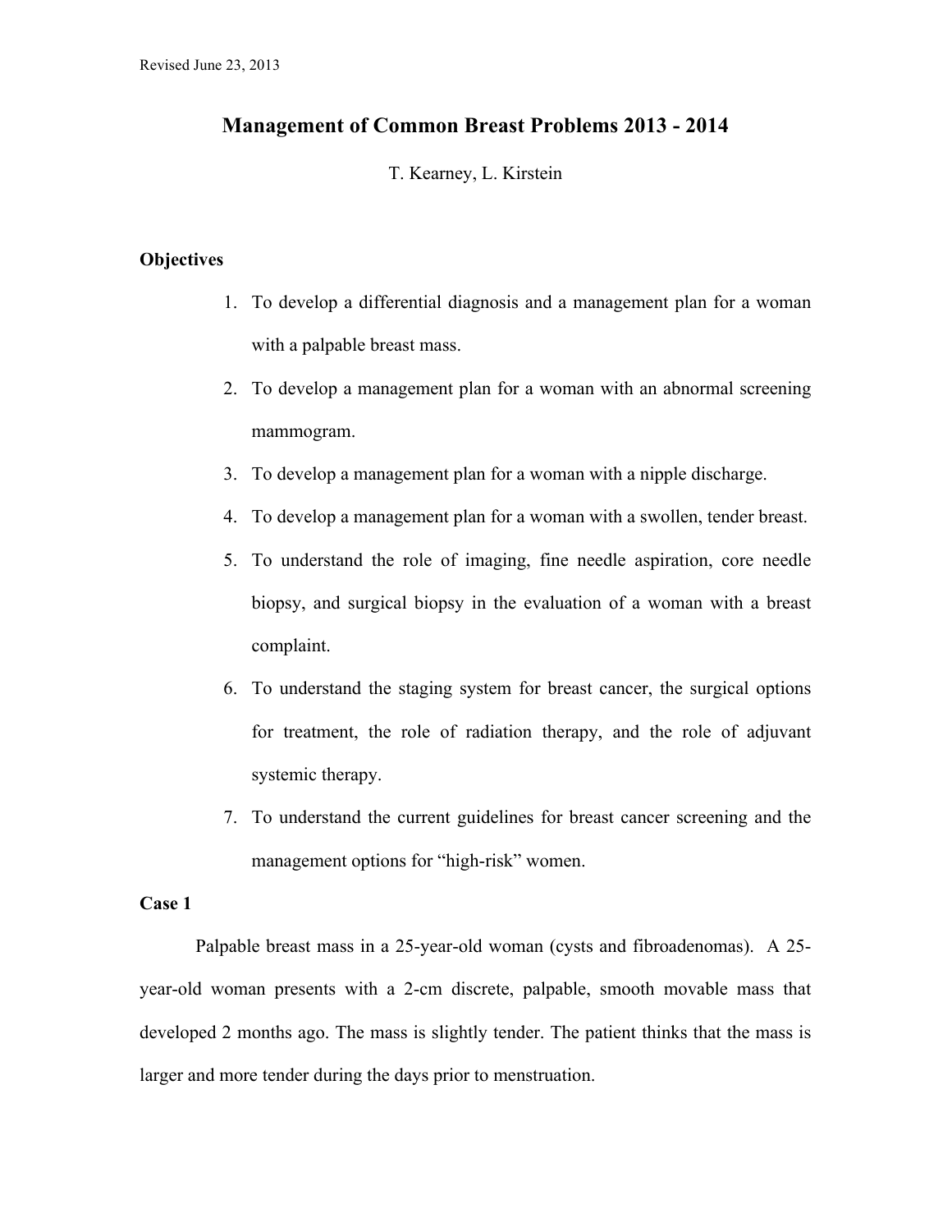Revised June 23, 2013

# Management of Common Breast Problems 2013 - 2014

T. Kearney, L. Kirstein

## Objectives

1. To develop a differential diagnosis and a management plan for a woman with a palpable breast mass.
2. To develop a management plan for a woman with an abnormal screening mammogram.
3. To develop a management plan for a woman with a nipple discharge.
4. To develop a management plan for a woman with a swollen, tender breast.
5. To understand the role of imaging, fine needle aspiration, core needle biopsy, and surgical biopsy in the evaluation of a woman with a breast complaint.
6. To understand the staging system for breast cancer, the surgical options for treatment, the role of radiation therapy, and the role of adjuvant systemic therapy.
7. To understand the current guidelines for breast cancer screening and the management options for "high-risk" women.

## Case 1

Palpable breast mass in a 25-year-old woman (cysts and fibroadenomas). A 25-year-old woman presents with a 2-cm discrete, palpable, smooth movable mass that developed 2 months ago. The mass is slightly tender. The patient thinks that the mass is larger and more tender during the days prior to menstruation.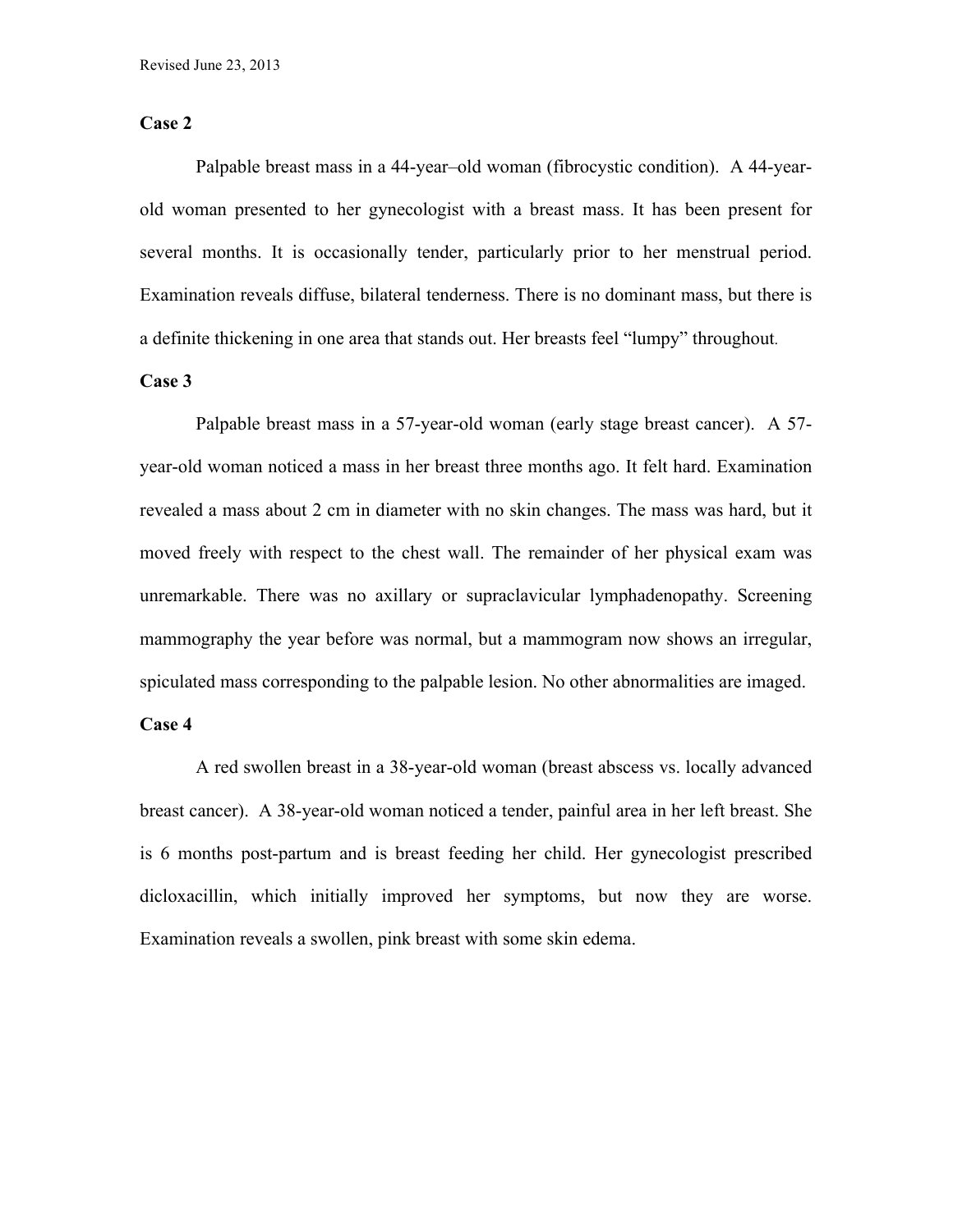**Case 2**

Palpable breast mass in a 44-year–old woman (fibrocystic condition). A 44-year-old woman presented to her gynecologist with a breast mass. It has been present for several months. It is occasionally tender, particularly prior to her menstrual period. Examination reveals diffuse, bilateral tenderness. There is no dominant mass, but there is a definite thickening in one area that stands out. Her breasts feel "lumpy" throughout.

**Case 3**

Palpable breast mass in a 57-year-old woman (early stage breast cancer). A 57-year-old woman noticed a mass in her breast three months ago. It felt hard. Examination revealed a mass about 2 cm in diameter with no skin changes. The mass was hard, but it moved freely with respect to the chest wall. The remainder of her physical exam was unremarkable. There was no axillary or supraclavicular lymphadenopathy. Screening mammography the year before was normal, but a mammogram now shows an irregular, spiculated mass corresponding to the palpable lesion. No other abnormalities are imaged.

**Case 4**

A red swollen breast in a 38-year-old woman (breast abscess vs. locally advanced breast cancer). A 38-year-old woman noticed a tender, painful area in her left breast. She is 6 months post-partum and is breast feeding her child. Her gynecologist prescribed dicloxacillin, which initially improved her symptoms, but now they are worse. Examination reveals a swollen, pink breast with some skin edema.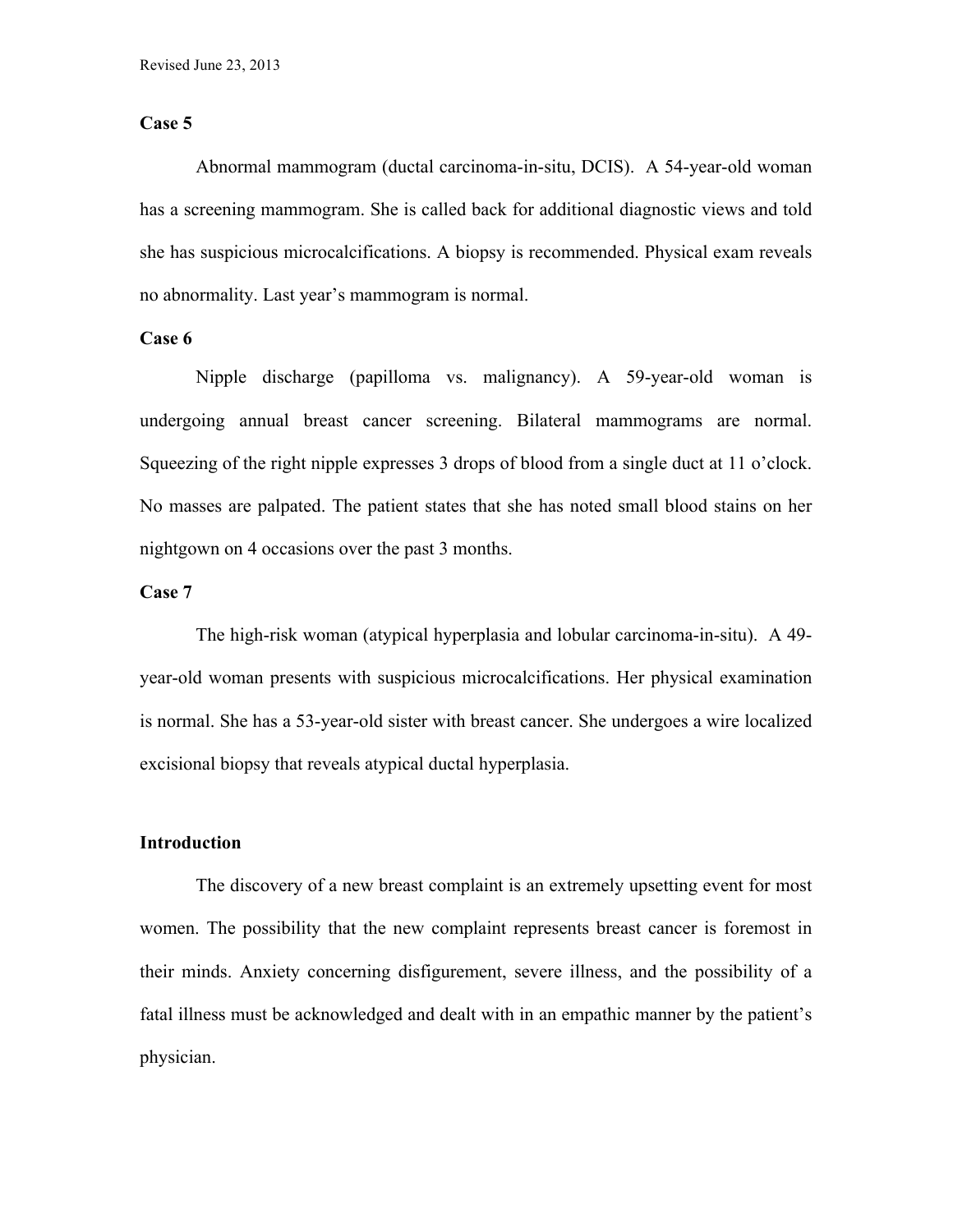### Case 5

Abnormal mammogram (ductal carcinoma-in-situ, DCIS). A 54-year-old woman has a screening mammogram. She is called back for additional diagnostic views and told she has suspicious microcalcifications. A biopsy is recommended. Physical exam reveals no abnormality. Last year's mammogram is normal.

### Case 6

Nipple discharge (papilloma vs. malignancy). A 59-year-old woman is undergoing annual breast cancer screening. Bilateral mammograms are normal. Squeezing of the right nipple expresses 3 drops of blood from a single duct at 11 o'clock. No masses are palpated. The patient states that she has noted small blood stains on her nightgown on 4 occasions over the past 3 months.

### Case 7

The high-risk woman (atypical hyperplasia and lobular carcinoma-in-situ). A 49-year-old woman presents with suspicious microcalcifications. Her physical examination is normal. She has a 53-year-old sister with breast cancer. She undergoes a wire localized excisional biopsy that reveals atypical ductal hyperplasia.

## Introduction

The discovery of a new breast complaint is an extremely upsetting event for most women. The possibility that the new complaint represents breast cancer is foremost in their minds. Anxiety concerning disfigurement, severe illness, and the possibility of a fatal illness must be acknowledged and dealt with in an empathic manner by the patient's physician.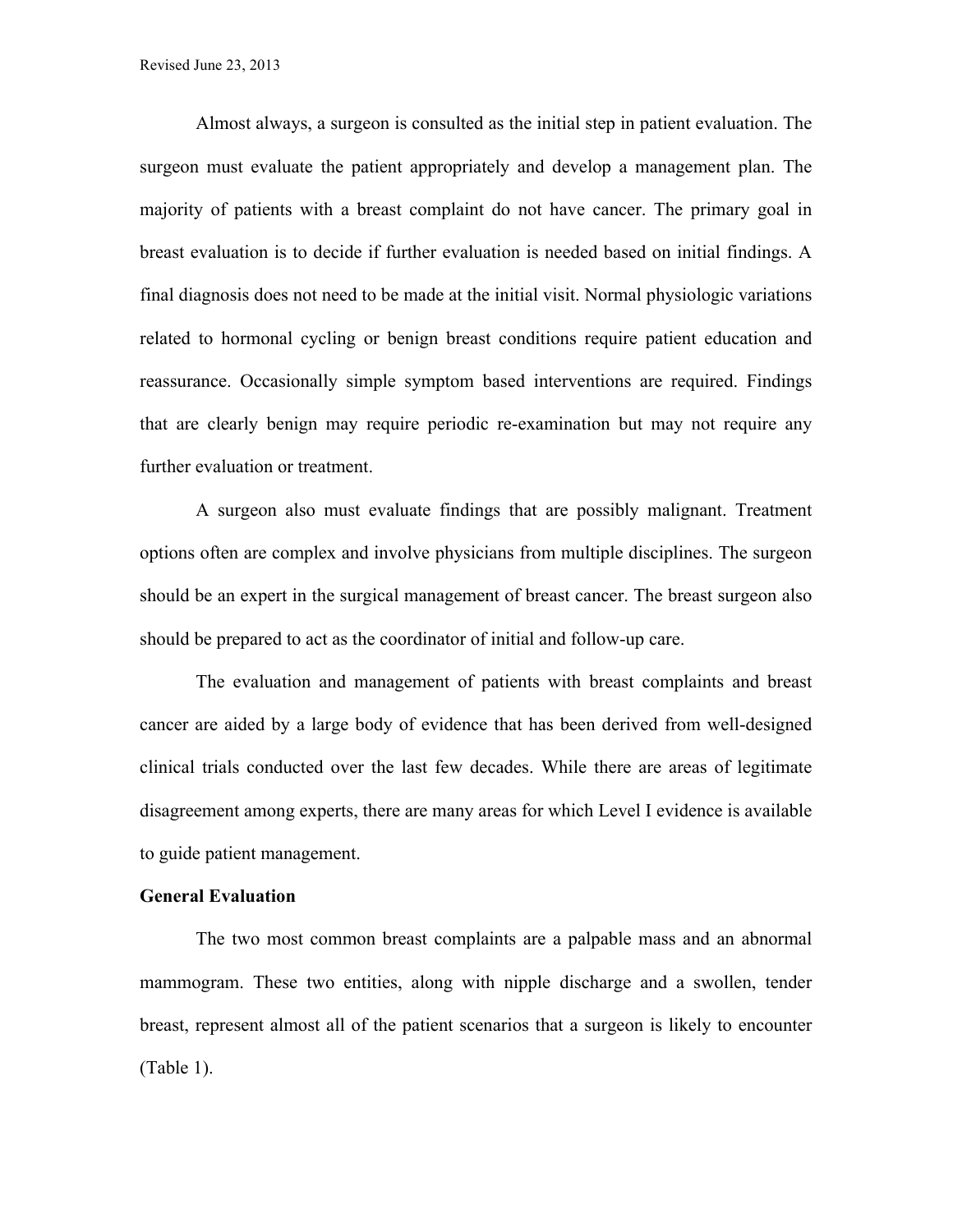Almost always, a surgeon is consulted as the initial step in patient evaluation. The surgeon must evaluate the patient appropriately and develop a management plan. The majority of patients with a breast complaint do not have cancer. The primary goal in breast evaluation is to decide if further evaluation is needed based on initial findings. A final diagnosis does not need to be made at the initial visit. Normal physiologic variations related to hormonal cycling or benign breast conditions require patient education and reassurance. Occasionally simple symptom based interventions are required. Findings that are clearly benign may require periodic re-examination but may not require any further evaluation or treatment.

A surgeon also must evaluate findings that are possibly malignant. Treatment options often are complex and involve physicians from multiple disciplines. The surgeon should be an expert in the surgical management of breast cancer. The breast surgeon also should be prepared to act as the coordinator of initial and follow-up care.

The evaluation and management of patients with breast complaints and breast cancer are aided by a large body of evidence that has been derived from well-designed clinical trials conducted over the last few decades. While there are areas of legitimate disagreement among experts, there are many areas for which Level I evidence is available to guide patient management.

**General Evaluation**

The two most common breast complaints are a palpable mass and an abnormal mammogram. These two entities, along with nipple discharge and a swollen, tender breast, represent almost all of the patient scenarios that a surgeon is likely to encounter (Table 1).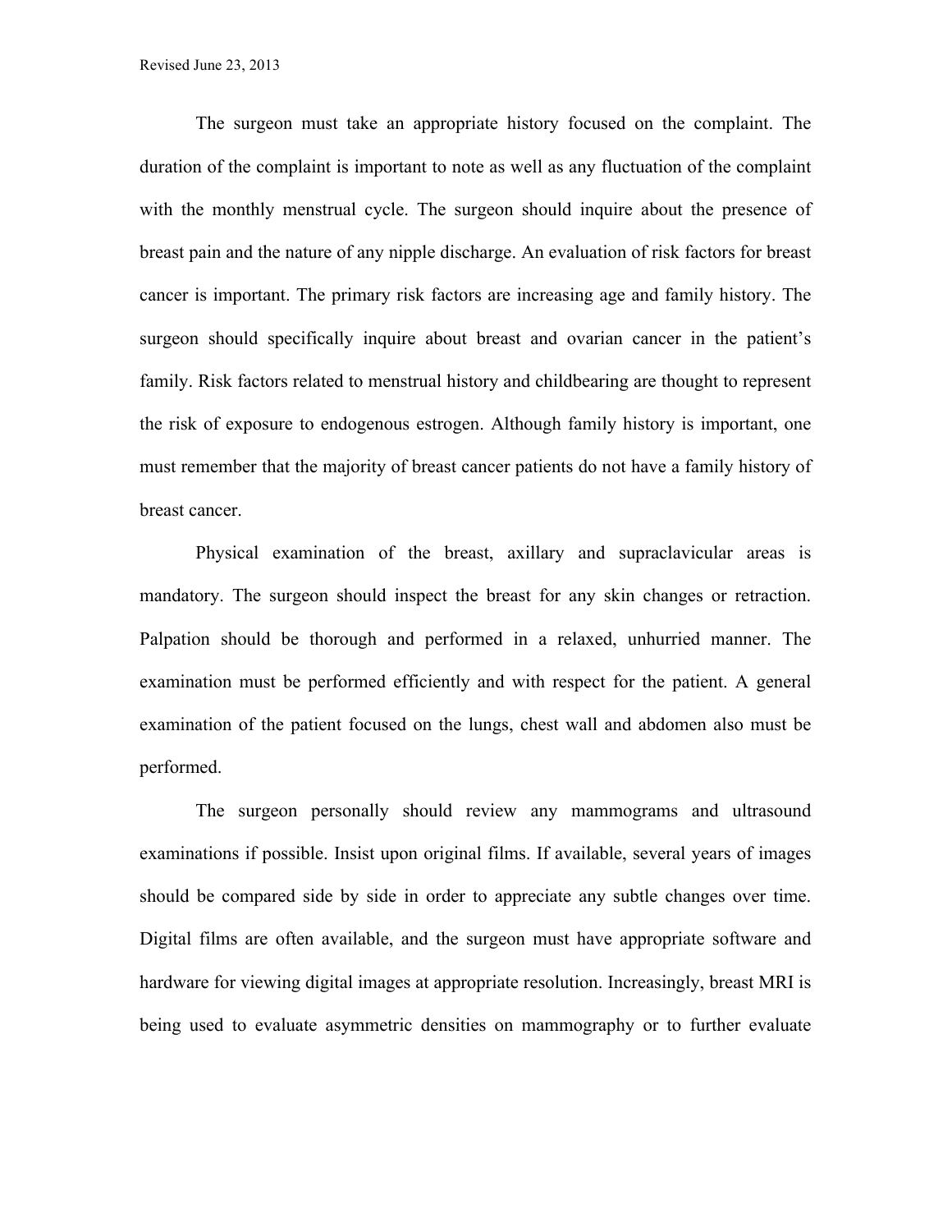The surgeon must take an appropriate history focused on the complaint. The duration of the complaint is important to note as well as any fluctuation of the complaint with the monthly menstrual cycle. The surgeon should inquire about the presence of breast pain and the nature of any nipple discharge. An evaluation of risk factors for breast cancer is important. The primary risk factors are increasing age and family history. The surgeon should specifically inquire about breast and ovarian cancer in the patient's family. Risk factors related to menstrual history and childbearing are thought to represent the risk of exposure to endogenous estrogen. Although family history is important, one must remember that the majority of breast cancer patients do not have a family history of breast cancer.

Physical examination of the breast, axillary and supraclavicular areas is mandatory. The surgeon should inspect the breast for any skin changes or retraction. Palpation should be thorough and performed in a relaxed, unhurried manner. The examination must be performed efficiently and with respect for the patient. A general examination of the patient focused on the lungs, chest wall and abdomen also must be performed.

The surgeon personally should review any mammograms and ultrasound examinations if possible. Insist upon original films. If available, several years of images should be compared side by side in order to appreciate any subtle changes over time. Digital films are often available, and the surgeon must have appropriate software and hardware for viewing digital images at appropriate resolution. Increasingly, breast MRI is being used to evaluate asymmetric densities on mammography or to further evaluate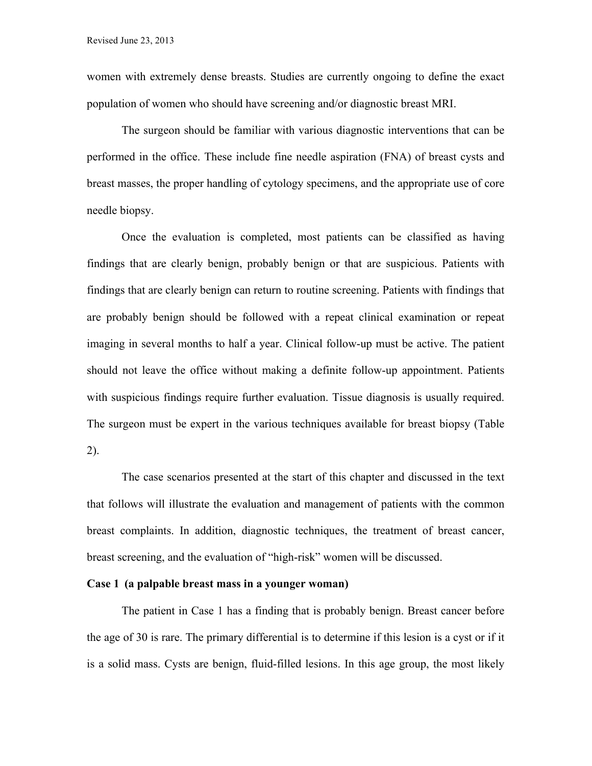women with extremely dense breasts. Studies are currently ongoing to define the exact population of women who should have screening and/or diagnostic breast MRI.

The surgeon should be familiar with various diagnostic interventions that can be performed in the office. These include fine needle aspiration (FNA) of breast cysts and breast masses, the proper handling of cytology specimens, and the appropriate use of core needle biopsy.

Once the evaluation is completed, most patients can be classified as having findings that are clearly benign, probably benign or that are suspicious. Patients with findings that are clearly benign can return to routine screening. Patients with findings that are probably benign should be followed with a repeat clinical examination or repeat imaging in several months to half a year. Clinical follow-up must be active. The patient should not leave the office without making a definite follow-up appointment. Patients with suspicious findings require further evaluation. Tissue diagnosis is usually required. The surgeon must be expert in the various techniques available for breast biopsy (Table 2).

The case scenarios presented at the start of this chapter and discussed in the text that follows will illustrate the evaluation and management of patients with the common breast complaints. In addition, diagnostic techniques, the treatment of breast cancer, breast screening, and the evaluation of "high-risk" women will be discussed.

**Case 1 (a palpable breast mass in a younger woman)**

The patient in Case 1 has a finding that is probably benign. Breast cancer before the age of 30 is rare. The primary differential is to determine if this lesion is a cyst or if it is a solid mass. Cysts are benign, fluid-filled lesions. In this age group, the most likely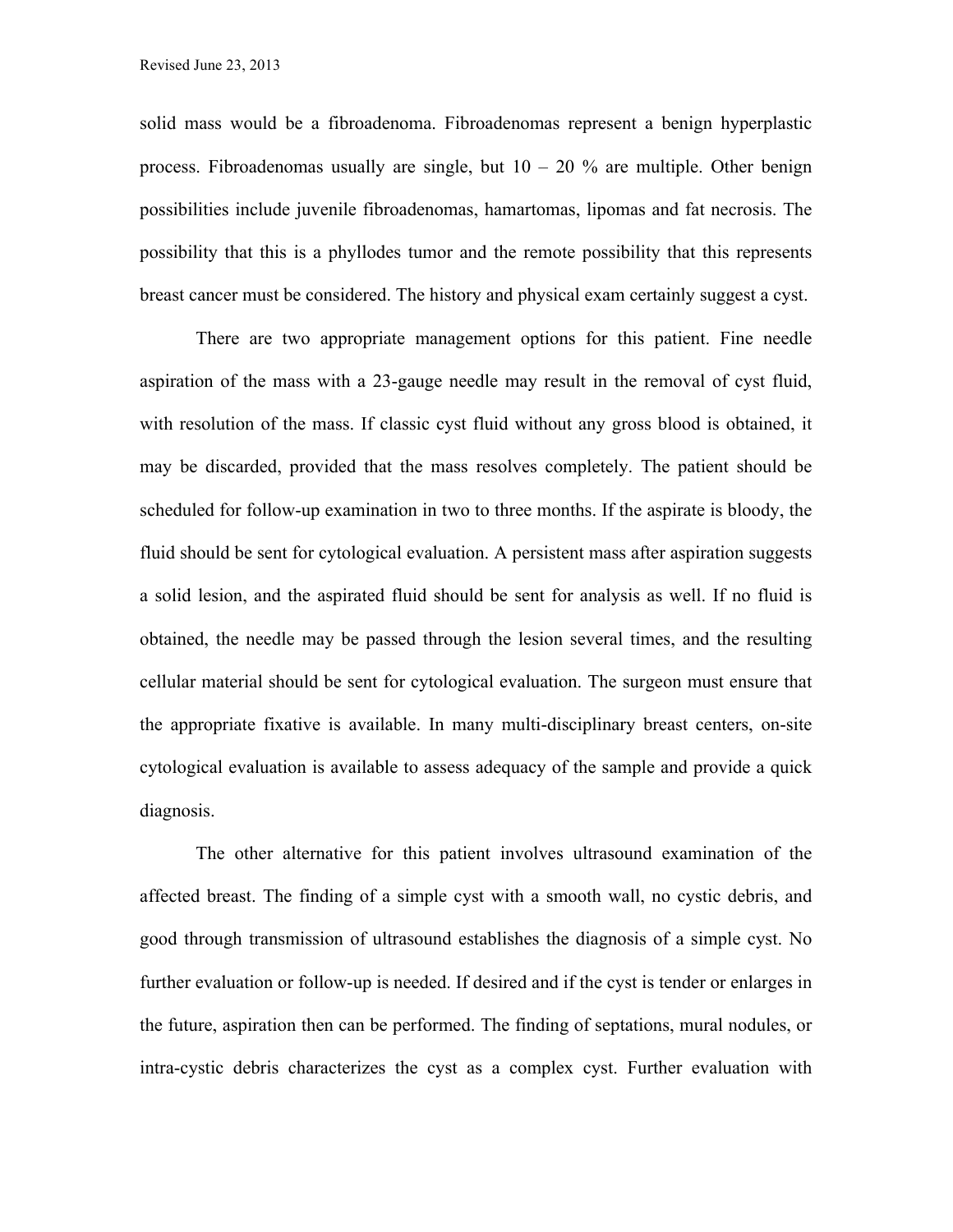solid mass would be a fibroadenoma. Fibroadenomas represent a benign hyperplastic process. Fibroadenomas usually are single, but 10 – 20 % are multiple. Other benign possibilities include juvenile fibroadenomas, hamartomas, lipomas and fat necrosis. The possibility that this is a phyllodes tumor and the remote possibility that this represents breast cancer must be considered. The history and physical exam certainly suggest a cyst.

There are two appropriate management options for this patient. Fine needle aspiration of the mass with a 23-gauge needle may result in the removal of cyst fluid, with resolution of the mass. If classic cyst fluid without any gross blood is obtained, it may be discarded, provided that the mass resolves completely. The patient should be scheduled for follow-up examination in two to three months. If the aspirate is bloody, the fluid should be sent for cytological evaluation. A persistent mass after aspiration suggests a solid lesion, and the aspirated fluid should be sent for analysis as well. If no fluid is obtained, the needle may be passed through the lesion several times, and the resulting cellular material should be sent for cytological evaluation. The surgeon must ensure that the appropriate fixative is available. In many multi-disciplinary breast centers, on-site cytological evaluation is available to assess adequacy of the sample and provide a quick diagnosis.

The other alternative for this patient involves ultrasound examination of the affected breast. The finding of a simple cyst with a smooth wall, no cystic debris, and good through transmission of ultrasound establishes the diagnosis of a simple cyst. No further evaluation or follow-up is needed. If desired and if the cyst is tender or enlarges in the future, aspiration then can be performed. The finding of septations, mural nodules, or intra-cystic debris characterizes the cyst as a complex cyst. Further evaluation with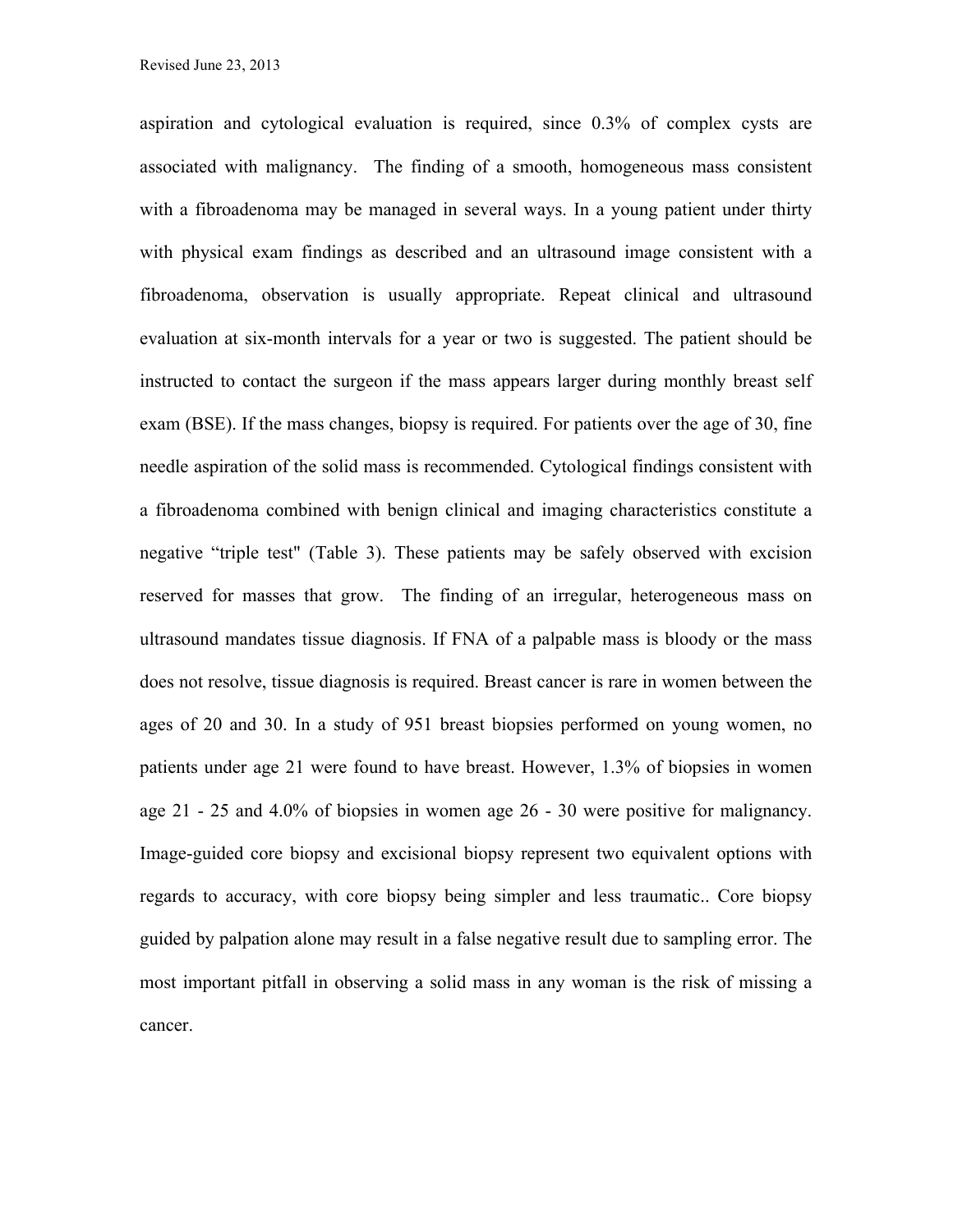aspiration and cytological evaluation is required, since 0.3% of complex cysts are associated with malignancy. The finding of a smooth, homogeneous mass consistent with a fibroadenoma may be managed in several ways. In a young patient under thirty with physical exam findings as described and an ultrasound image consistent with a fibroadenoma, observation is usually appropriate. Repeat clinical and ultrasound evaluation at six-month intervals for a year or two is suggested. The patient should be instructed to contact the surgeon if the mass appears larger during monthly breast self exam (BSE). If the mass changes, biopsy is required. For patients over the age of 30, fine needle aspiration of the solid mass is recommended. Cytological findings consistent with a fibroadenoma combined with benign clinical and imaging characteristics constitute a negative "triple test" (Table 3). These patients may be safely observed with excision reserved for masses that grow. The finding of an irregular, heterogeneous mass on ultrasound mandates tissue diagnosis. If FNA of a palpable mass is bloody or the mass does not resolve, tissue diagnosis is required. Breast cancer is rare in women between the ages of 20 and 30. In a study of 951 breast biopsies performed on young women, no patients under age 21 were found to have breast. However, 1.3% of biopsies in women age 21 - 25 and 4.0% of biopsies in women age 26 - 30 were positive for malignancy. Image-guided core biopsy and excisional biopsy represent two equivalent options with regards to accuracy, with core biopsy being simpler and less traumatic.. Core biopsy guided by palpation alone may result in a false negative result due to sampling error. The most important pitfall in observing a solid mass in any woman is the risk of missing a cancer.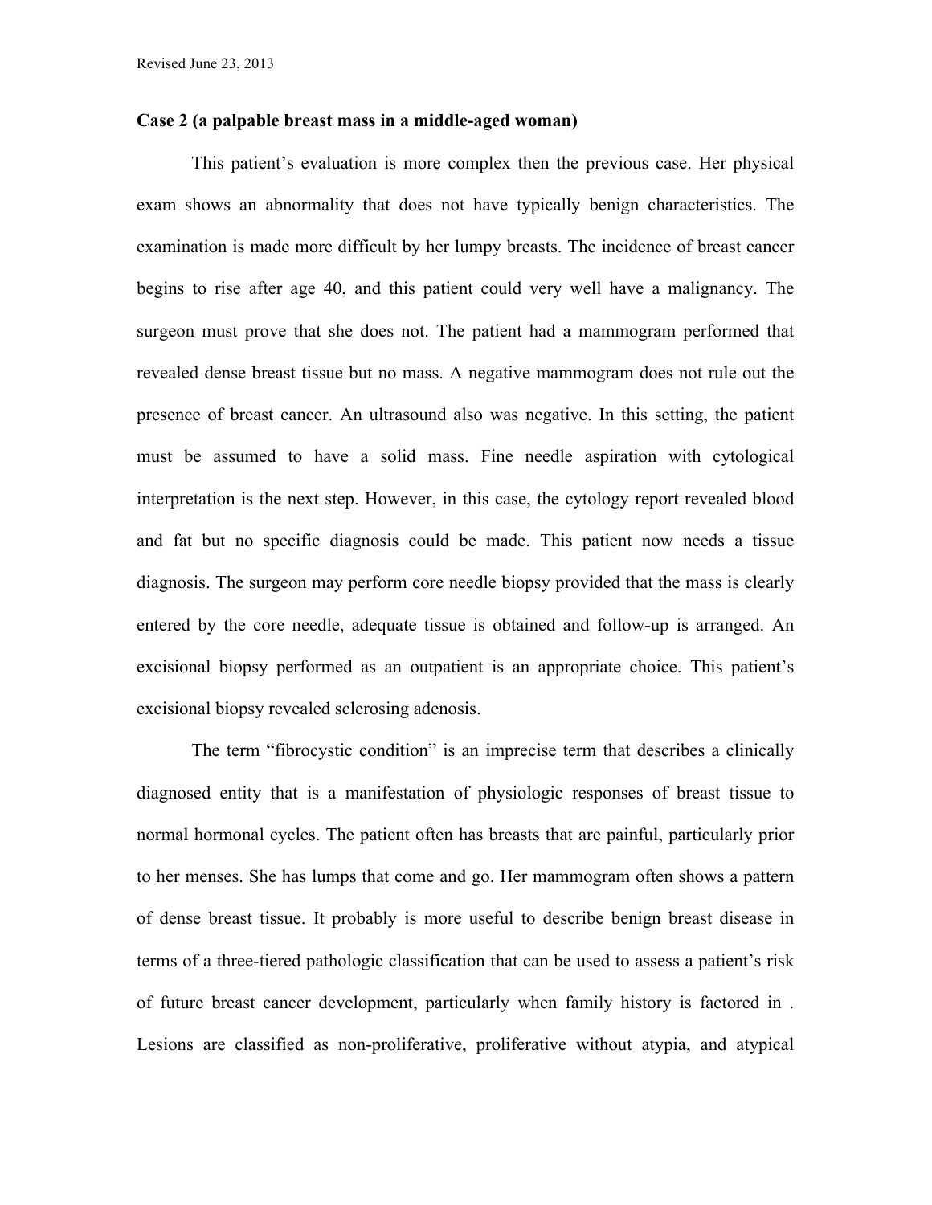**Case 2 (a palpable breast mass in a middle-aged woman)**

This patient's evaluation is more complex then the previous case. Her physical exam shows an abnormality that does not have typically benign characteristics. The examination is made more difficult by her lumpy breasts. The incidence of breast cancer begins to rise after age 40, and this patient could very well have a malignancy. The surgeon must prove that she does not. The patient had a mammogram performed that revealed dense breast tissue but no mass. A negative mammogram does not rule out the presence of breast cancer. An ultrasound also was negative. In this setting, the patient must be assumed to have a solid mass. Fine needle aspiration with cytological interpretation is the next step. However, in this case, the cytology report revealed blood and fat but no specific diagnosis could be made. This patient now needs a tissue diagnosis. The surgeon may perform core needle biopsy provided that the mass is clearly entered by the core needle, adequate tissue is obtained and follow-up is arranged. An excisional biopsy performed as an outpatient is an appropriate choice. This patient's excisional biopsy revealed sclerosing adenosis.

The term "fibrocystic condition" is an imprecise term that describes a clinically diagnosed entity that is a manifestation of physiologic responses of breast tissue to normal hormonal cycles. The patient often has breasts that are painful, particularly prior to her menses. She has lumps that come and go. Her mammogram often shows a pattern of dense breast tissue. It probably is more useful to describe benign breast disease in terms of a three-tiered pathologic classification that can be used to assess a patient's risk of future breast cancer development, particularly when family history is factored in . Lesions are classified as non-proliferative, proliferative without atypia, and atypical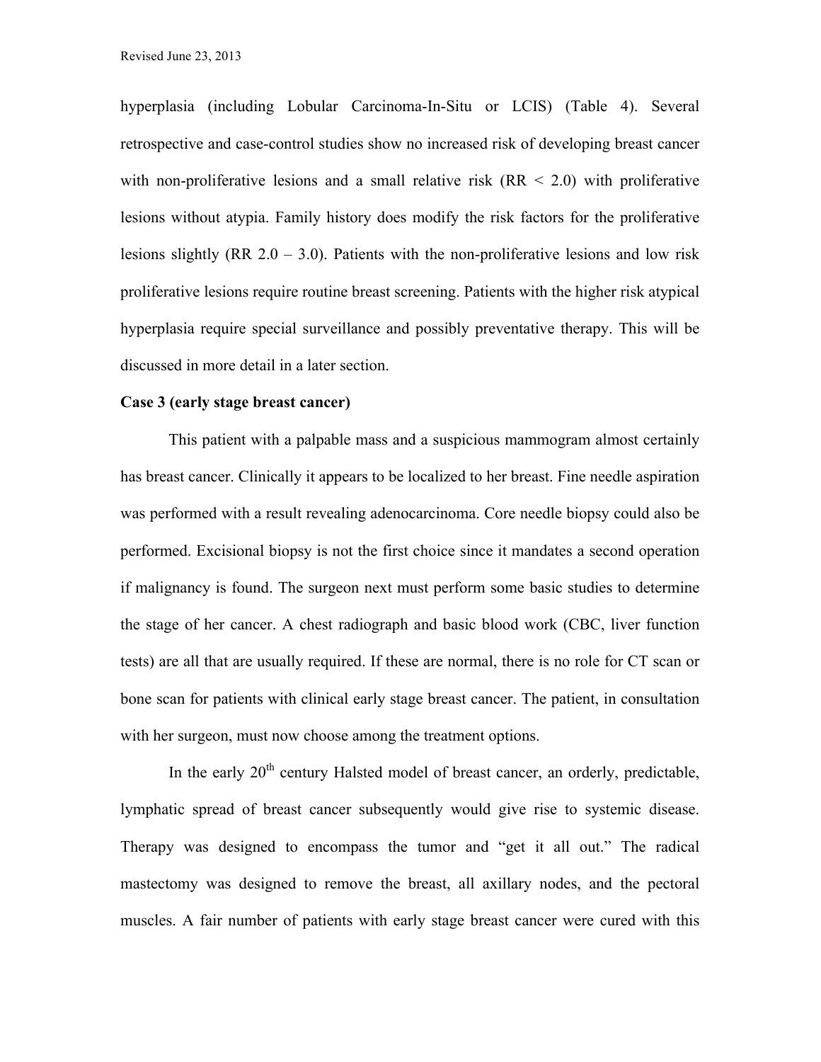hyperplasia (including Lobular Carcinoma-In-Situ or LCIS) (Table 4). Several retrospective and case-control studies show no increased risk of developing breast cancer with non-proliferative lesions and a small relative risk (RR < 2.0) with proliferative lesions without atypia. Family history does modify the risk factors for the proliferative lesions slightly (RR 2.0 – 3.0). Patients with the non-proliferative lesions and low risk proliferative lesions require routine breast screening. Patients with the higher risk atypical hyperplasia require special surveillance and possibly preventative therapy. This will be discussed in more detail in a later section.

**Case 3 (early stage breast cancer)**

This patient with a palpable mass and a suspicious mammogram almost certainly has breast cancer. Clinically it appears to be localized to her breast. Fine needle aspiration was performed with a result revealing adenocarcinoma. Core needle biopsy could also be performed. Excisional biopsy is not the first choice since it mandates a second operation if malignancy is found. The surgeon next must perform some basic studies to determine the stage of her cancer. A chest radiograph and basic blood work (CBC, liver function tests) are all that are usually required. If these are normal, there is no role for CT scan or bone scan for patients with clinical early stage breast cancer. The patient, in consultation with her surgeon, must now choose among the treatment options.

In the early 20th century Halsted model of breast cancer, an orderly, predictable, lymphatic spread of breast cancer subsequently would give rise to systemic disease. Therapy was designed to encompass the tumor and "get it all out." The radical mastectomy was designed to remove the breast, all axillary nodes, and the pectoral muscles. A fair number of patients with early stage breast cancer were cured with this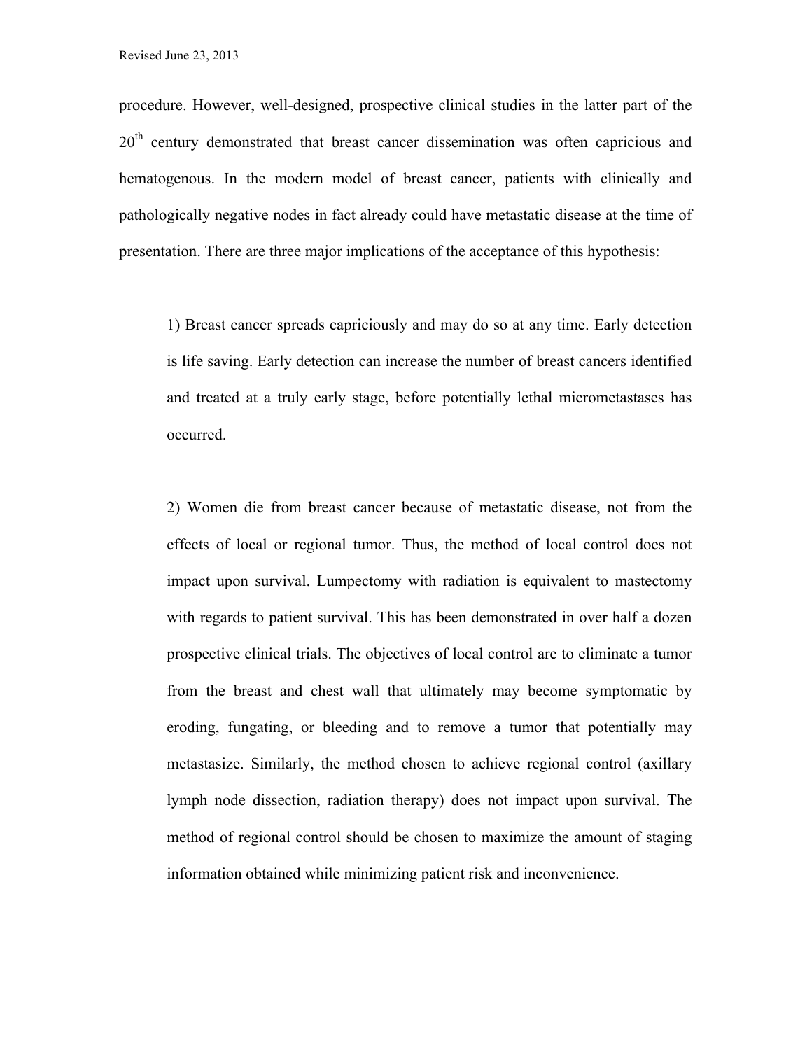procedure. However, well-designed, prospective clinical studies in the latter part of the 20th century demonstrated that breast cancer dissemination was often capricious and hematogenous. In the modern model of breast cancer, patients with clinically and pathologically negative nodes in fact already could have metastatic disease at the time of presentation. There are three major implications of the acceptance of this hypothesis:

> 1) Breast cancer spreads capriciously and may do so at any time. Early detection is life saving. Early detection can increase the number of breast cancers identified and treated at a truly early stage, before potentially lethal micrometastases has occurred.
>
> 2) Women die from breast cancer because of metastatic disease, not from the effects of local or regional tumor. Thus, the method of local control does not impact upon survival. Lumpectomy with radiation is equivalent to mastectomy with regards to patient survival. This has been demonstrated in over half a dozen prospective clinical trials. The objectives of local control are to eliminate a tumor from the breast and chest wall that ultimately may become symptomatic by eroding, fungating, or bleeding and to remove a tumor that potentially may metastasize. Similarly, the method chosen to achieve regional control (axillary lymph node dissection, radiation therapy) does not impact upon survival. The method of regional control should be chosen to maximize the amount of staging information obtained while minimizing patient risk and inconvenience.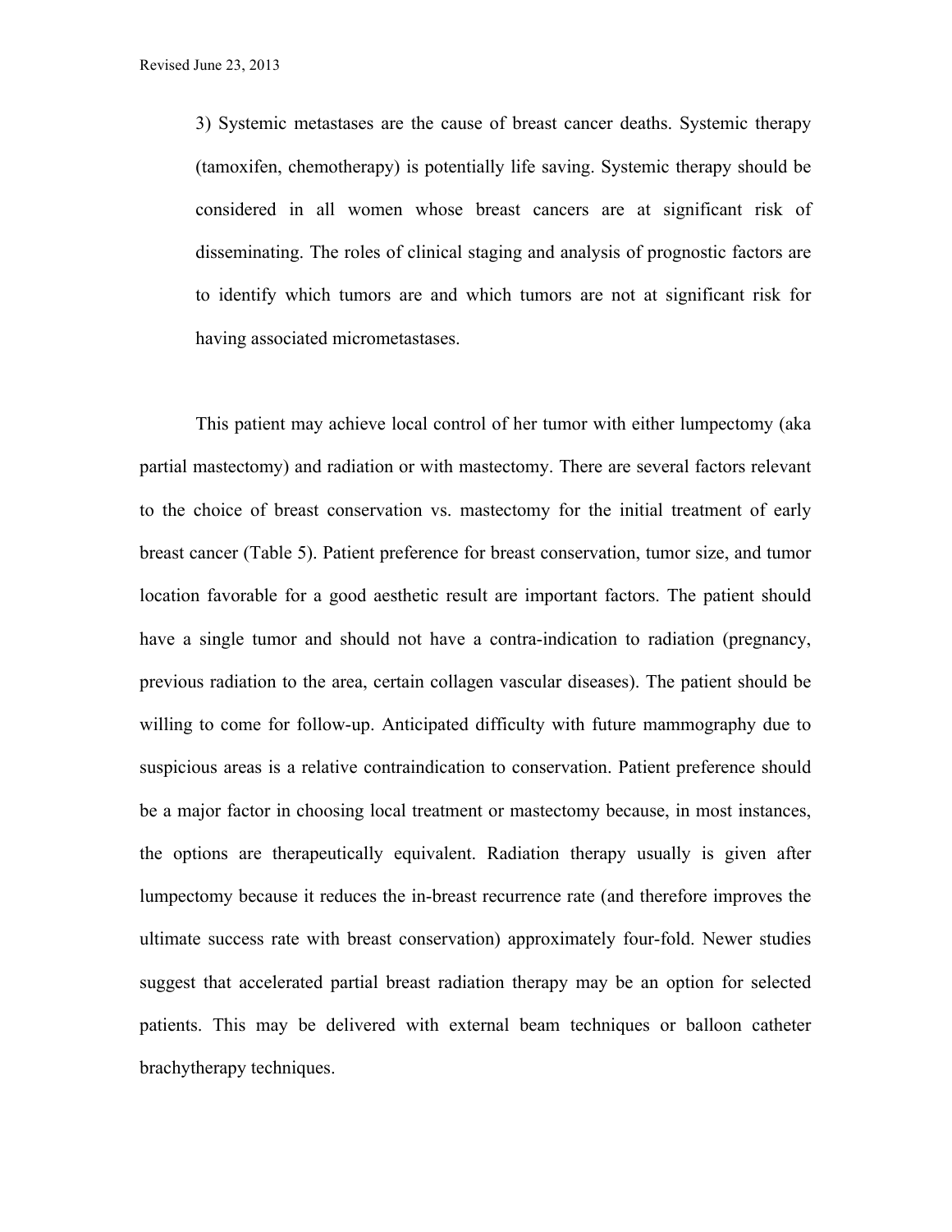3) Systemic metastases are the cause of breast cancer deaths. Systemic therapy (tamoxifen, chemotherapy) is potentially life saving. Systemic therapy should be considered in all women whose breast cancers are at significant risk of disseminating. The roles of clinical staging and analysis of prognostic factors are to identify which tumors are and which tumors are not at significant risk for having associated micrometastases.

This patient may achieve local control of her tumor with either lumpectomy (aka partial mastectomy) and radiation or with mastectomy. There are several factors relevant to the choice of breast conservation vs. mastectomy for the initial treatment of early breast cancer (Table 5). Patient preference for breast conservation, tumor size, and tumor location favorable for a good aesthetic result are important factors. The patient should have a single tumor and should not have a contra-indication to radiation (pregnancy, previous radiation to the area, certain collagen vascular diseases). The patient should be willing to come for follow-up. Anticipated difficulty with future mammography due to suspicious areas is a relative contraindication to conservation. Patient preference should be a major factor in choosing local treatment or mastectomy because, in most instances, the options are therapeutically equivalent. Radiation therapy usually is given after lumpectomy because it reduces the in-breast recurrence rate (and therefore improves the ultimate success rate with breast conservation) approximately four-fold. Newer studies suggest that accelerated partial breast radiation therapy may be an option for selected patients. This may be delivered with external beam techniques or balloon catheter brachytherapy techniques.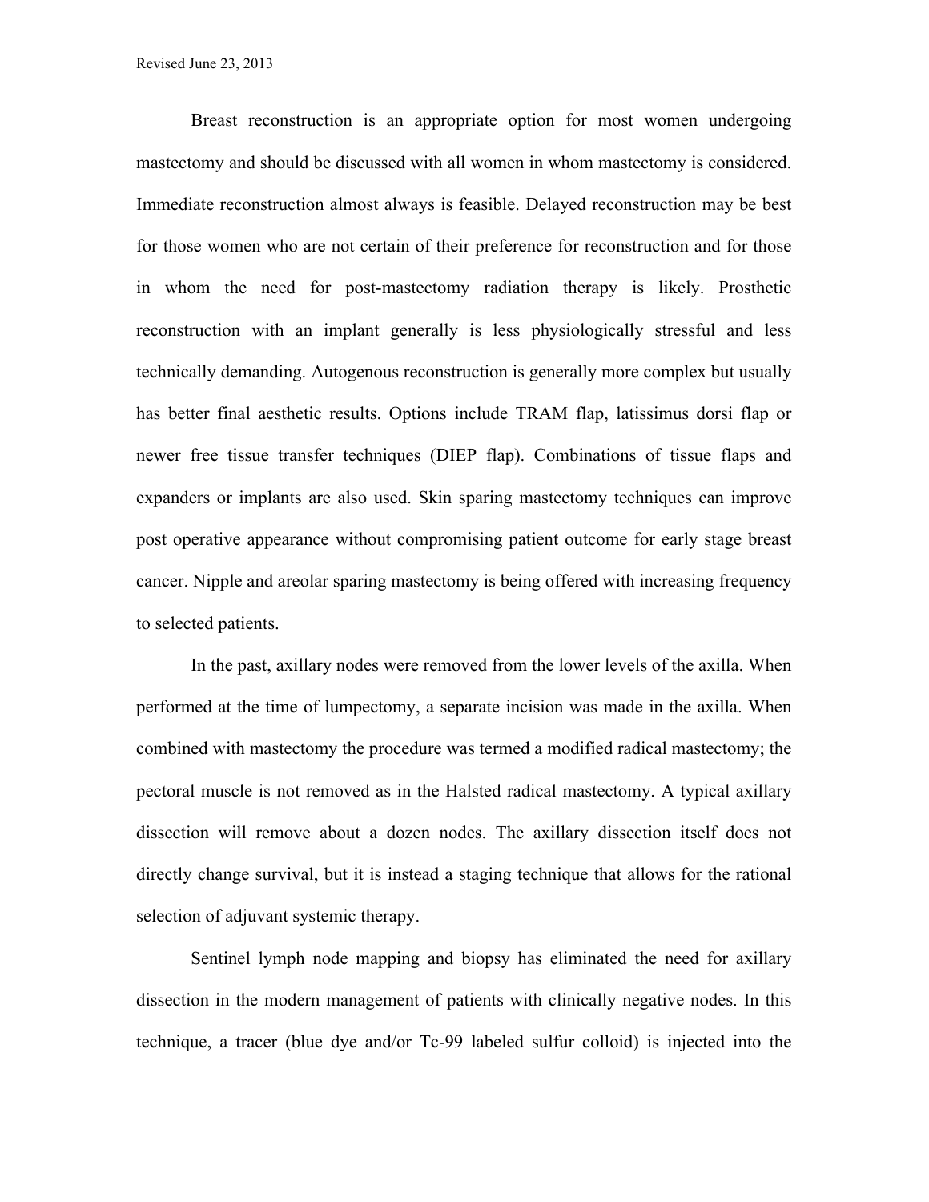Breast reconstruction is an appropriate option for most women undergoing mastectomy and should be discussed with all women in whom mastectomy is considered. Immediate reconstruction almost always is feasible. Delayed reconstruction may be best for those women who are not certain of their preference for reconstruction and for those in whom the need for post-mastectomy radiation therapy is likely. Prosthetic reconstruction with an implant generally is less physiologically stressful and less technically demanding. Autogenous reconstruction is generally more complex but usually has better final aesthetic results. Options include TRAM flap, latissimus dorsi flap or newer free tissue transfer techniques (DIEP flap). Combinations of tissue flaps and expanders or implants are also used. Skin sparing mastectomy techniques can improve post operative appearance without compromising patient outcome for early stage breast cancer. Nipple and areolar sparing mastectomy is being offered with increasing frequency to selected patients.

In the past, axillary nodes were removed from the lower levels of the axilla. When performed at the time of lumpectomy, a separate incision was made in the axilla. When combined with mastectomy the procedure was termed a modified radical mastectomy; the pectoral muscle is not removed as in the Halsted radical mastectomy. A typical axillary dissection will remove about a dozen nodes. The axillary dissection itself does not directly change survival, but it is instead a staging technique that allows for the rational selection of adjuvant systemic therapy.

Sentinel lymph node mapping and biopsy has eliminated the need for axillary dissection in the modern management of patients with clinically negative nodes. In this technique, a tracer (blue dye and/or Tc-99 labeled sulfur colloid) is injected into the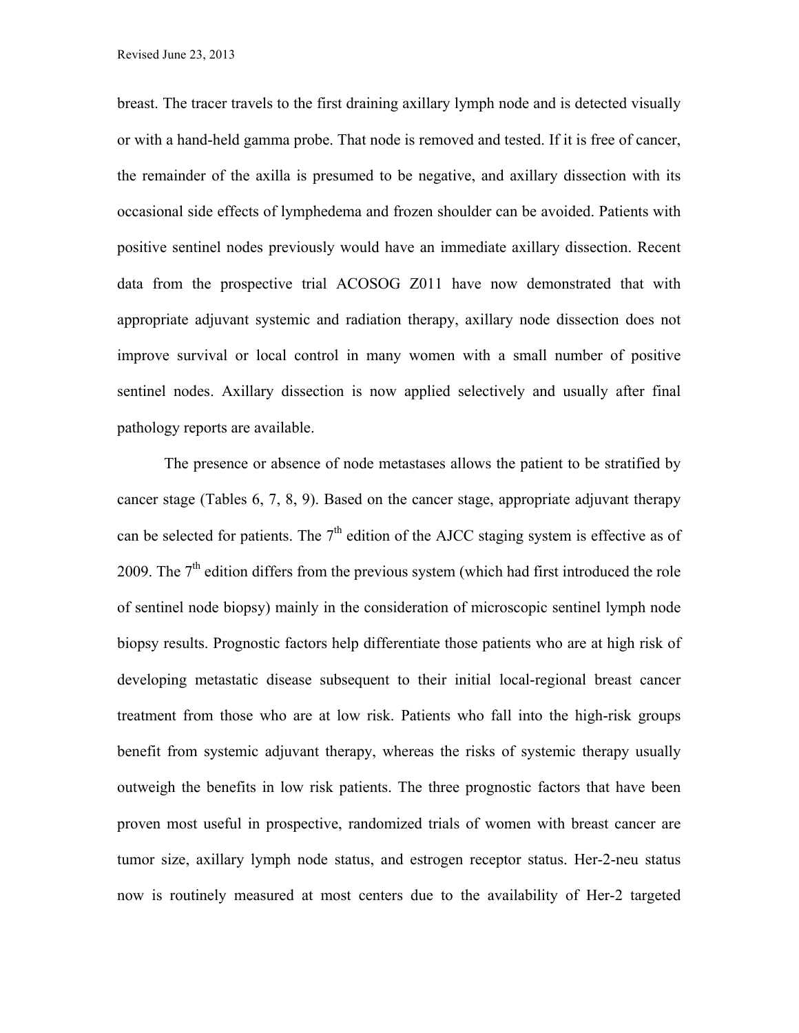breast. The tracer travels to the first draining axillary lymph node and is detected visually or with a hand-held gamma probe. That node is removed and tested. If it is free of cancer, the remainder of the axilla is presumed to be negative, and axillary dissection with its occasional side effects of lymphedema and frozen shoulder can be avoided. Patients with positive sentinel nodes previously would have an immediate axillary dissection. Recent data from the prospective trial ACOSOG Z011 have now demonstrated that with appropriate adjuvant systemic and radiation therapy, axillary node dissection does not improve survival or local control in many women with a small number of positive sentinel nodes. Axillary dissection is now applied selectively and usually after final pathology reports are available.

The presence or absence of node metastases allows the patient to be stratified by cancer stage (Tables 6, 7, 8, 9). Based on the cancer stage, appropriate adjuvant therapy can be selected for patients. The 7$^{th}$ edition of the AJCC staging system is effective as of 2009. The 7$^{th}$ edition differs from the previous system (which had first introduced the role of sentinel node biopsy) mainly in the consideration of microscopic sentinel lymph node biopsy results. Prognostic factors help differentiate those patients who are at high risk of developing metastatic disease subsequent to their initial local-regional breast cancer treatment from those who are at low risk. Patients who fall into the high-risk groups benefit from systemic adjuvant therapy, whereas the risks of systemic therapy usually outweigh the benefits in low risk patients. The three prognostic factors that have been proven most useful in prospective, randomized trials of women with breast cancer are tumor size, axillary lymph node status, and estrogen receptor status. Her-2-neu status now is routinely measured at most centers due to the availability of Her-2 targeted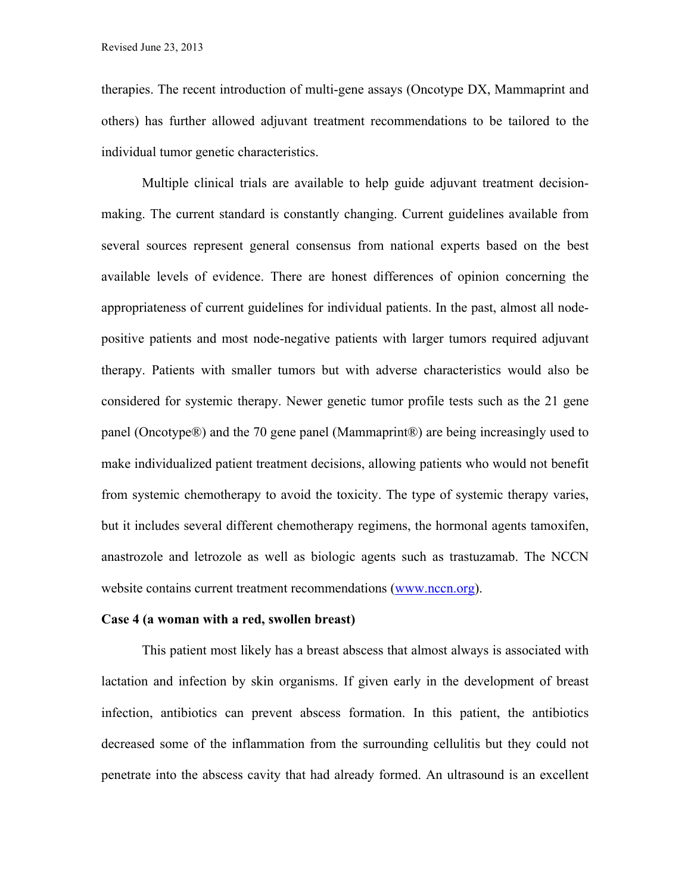therapies. The recent introduction of multi-gene assays (Oncotype DX, Mammaprint and others) has further allowed adjuvant treatment recommendations to be tailored to the individual tumor genetic characteristics.

Multiple clinical trials are available to help guide adjuvant treatment decision-making. The current standard is constantly changing. Current guidelines available from several sources represent general consensus from national experts based on the best available levels of evidence. There are honest differences of opinion concerning the appropriateness of current guidelines for individual patients. In the past, almost all node-positive patients and most node-negative patients with larger tumors required adjuvant therapy. Patients with smaller tumors but with adverse characteristics would also be considered for systemic therapy. Newer genetic tumor profile tests such as the 21 gene panel (Oncotype®) and the 70 gene panel (Mammaprint®) are being increasingly used to make individualized patient treatment decisions, allowing patients who would not benefit from systemic chemotherapy to avoid the toxicity. The type of systemic therapy varies, but it includes several different chemotherapy regimens, the hormonal agents tamoxifen, anastrozole and letrozole as well as biologic agents such as trastuzamab. The NCCN website contains current treatment recommendations (www.nccn.org).

**Case 4 (a woman with a red, swollen breast)**

This patient most likely has a breast abscess that almost always is associated with lactation and infection by skin organisms. If given early in the development of breast infection, antibiotics can prevent abscess formation. In this patient, the antibiotics decreased some of the inflammation from the surrounding cellulitis but they could not penetrate into the abscess cavity that had already formed. An ultrasound is an excellent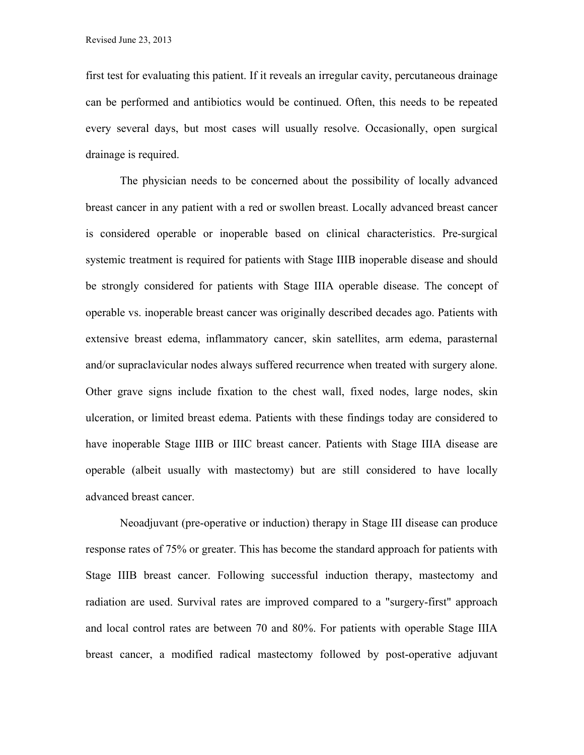first test for evaluating this patient. If it reveals an irregular cavity, percutaneous drainage can be performed and antibiotics would be continued. Often, this needs to be repeated every several days, but most cases will usually resolve. Occasionally, open surgical drainage is required.

The physician needs to be concerned about the possibility of locally advanced breast cancer in any patient with a red or swollen breast. Locally advanced breast cancer is considered operable or inoperable based on clinical characteristics. Pre-surgical systemic treatment is required for patients with Stage IIIB inoperable disease and should be strongly considered for patients with Stage IIIA operable disease. The concept of operable vs. inoperable breast cancer was originally described decades ago. Patients with extensive breast edema, inflammatory cancer, skin satellites, arm edema, parasternal and/or supraclavicular nodes always suffered recurrence when treated with surgery alone. Other grave signs include fixation to the chest wall, fixed nodes, large nodes, skin ulceration, or limited breast edema. Patients with these findings today are considered to have inoperable Stage IIIB or IIIC breast cancer. Patients with Stage IIIA disease are operable (albeit usually with mastectomy) but are still considered to have locally advanced breast cancer.

Neoadjuvant (pre-operative or induction) therapy in Stage III disease can produce response rates of 75% or greater. This has become the standard approach for patients with Stage IIIB breast cancer. Following successful induction therapy, mastectomy and radiation are used. Survival rates are improved compared to a "surgery-first" approach and local control rates are between 70 and 80%. For patients with operable Stage IIIA breast cancer, a modified radical mastectomy followed by post-operative adjuvant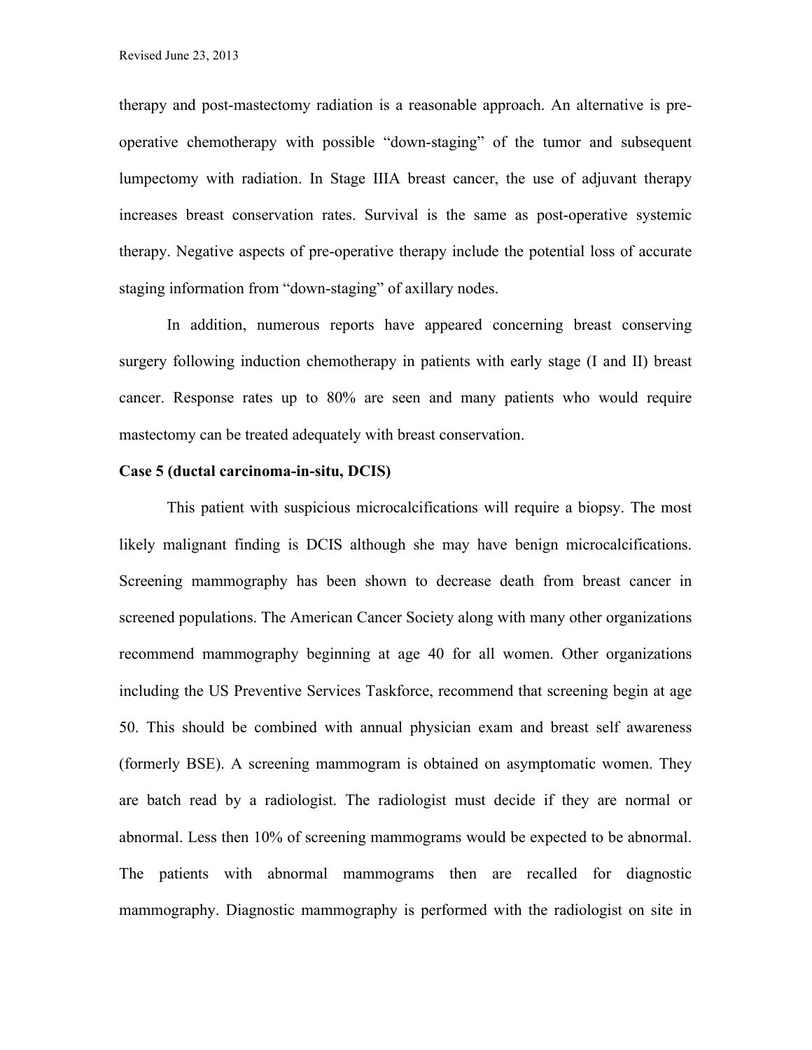therapy and post-mastectomy radiation is a reasonable approach. An alternative is pre-operative chemotherapy with possible “down-staging” of the tumor and subsequent lumpectomy with radiation. In Stage IIIA breast cancer, the use of adjuvant therapy increases breast conservation rates. Survival is the same as post-operative systemic therapy. Negative aspects of pre-operative therapy include the potential loss of accurate staging information from “down-staging” of axillary nodes.

In addition, numerous reports have appeared concerning breast conserving surgery following induction chemotherapy in patients with early stage (I and II) breast cancer. Response rates up to 80% are seen and many patients who would require mastectomy can be treated adequately with breast conservation.

**Case 5 (ductal carcinoma-in-situ, DCIS)**

This patient with suspicious microcalcifications will require a biopsy. The most likely malignant finding is DCIS although she may have benign microcalcifications. Screening mammography has been shown to decrease death from breast cancer in screened populations. The American Cancer Society along with many other organizations recommend mammography beginning at age 40 for all women. Other organizations including the US Preventive Services Taskforce, recommend that screening begin at age 50. This should be combined with annual physician exam and breast self awareness (formerly BSE). A screening mammogram is obtained on asymptomatic women. They are batch read by a radiologist. The radiologist must decide if they are normal or abnormal. Less then 10% of screening mammograms would be expected to be abnormal. The patients with abnormal mammograms then are recalled for diagnostic mammography. Diagnostic mammography is performed with the radiologist on site in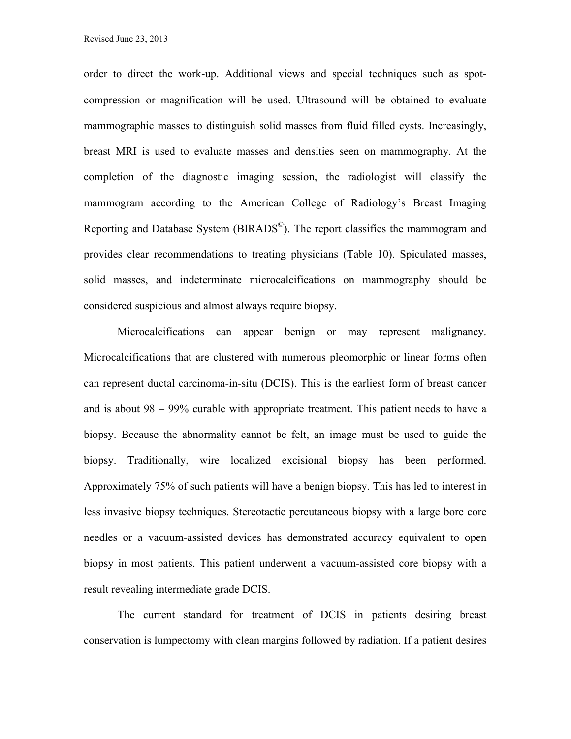order to direct the work-up. Additional views and special techniques such as spot-compression or magnification will be used. Ultrasound will be obtained to evaluate mammographic masses to distinguish solid masses from fluid filled cysts. Increasingly, breast MRI is used to evaluate masses and densities seen on mammography. At the completion of the diagnostic imaging session, the radiologist will classify the mammogram according to the American College of Radiology's Breast Imaging Reporting and Database System (BIRADS©). The report classifies the mammogram and provides clear recommendations to treating physicians (Table 10). Spiculated masses, solid masses, and indeterminate microcalcifications on mammography should be considered suspicious and almost always require biopsy.

Microcalcifications can appear benign or may represent malignancy. Microcalcifications that are clustered with numerous pleomorphic or linear forms often can represent ductal carcinoma-in-situ (DCIS). This is the earliest form of breast cancer and is about 98 – 99% curable with appropriate treatment. This patient needs to have a biopsy. Because the abnormality cannot be felt, an image must be used to guide the biopsy. Traditionally, wire localized excisional biopsy has been performed. Approximately 75% of such patients will have a benign biopsy. This has led to interest in less invasive biopsy techniques. Stereotactic percutaneous biopsy with a large bore core needles or a vacuum-assisted devices has demonstrated accuracy equivalent to open biopsy in most patients. This patient underwent a vacuum-assisted core biopsy with a result revealing intermediate grade DCIS.

The current standard for treatment of DCIS in patients desiring breast conservation is lumpectomy with clean margins followed by radiation. If a patient desires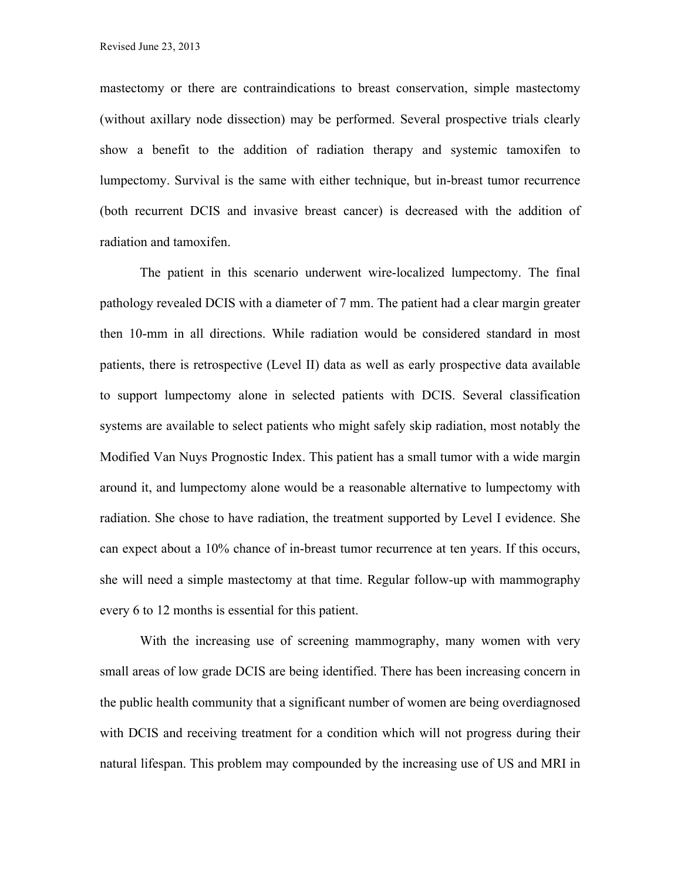mastectomy or there are contraindications to breast conservation, simple mastectomy (without axillary node dissection) may be performed. Several prospective trials clearly show a benefit to the addition of radiation therapy and systemic tamoxifen to lumpectomy. Survival is the same with either technique, but in-breast tumor recurrence (both recurrent DCIS and invasive breast cancer) is decreased with the addition of radiation and tamoxifen.

The patient in this scenario underwent wire-localized lumpectomy. The final pathology revealed DCIS with a diameter of 7 mm. The patient had a clear margin greater then 10-mm in all directions. While radiation would be considered standard in most patients, there is retrospective (Level II) data as well as early prospective data available to support lumpectomy alone in selected patients with DCIS. Several classification systems are available to select patients who might safely skip radiation, most notably the Modified Van Nuys Prognostic Index. This patient has a small tumor with a wide margin around it, and lumpectomy alone would be a reasonable alternative to lumpectomy with radiation. She chose to have radiation, the treatment supported by Level I evidence. She can expect about a 10% chance of in-breast tumor recurrence at ten years. If this occurs, she will need a simple mastectomy at that time. Regular follow-up with mammography every 6 to 12 months is essential for this patient.

With the increasing use of screening mammography, many women with very small areas of low grade DCIS are being identified. There has been increasing concern in the public health community that a significant number of women are being overdiagnosed with DCIS and receiving treatment for a condition which will not progress during their natural lifespan. This problem may compounded by the increasing use of US and MRI in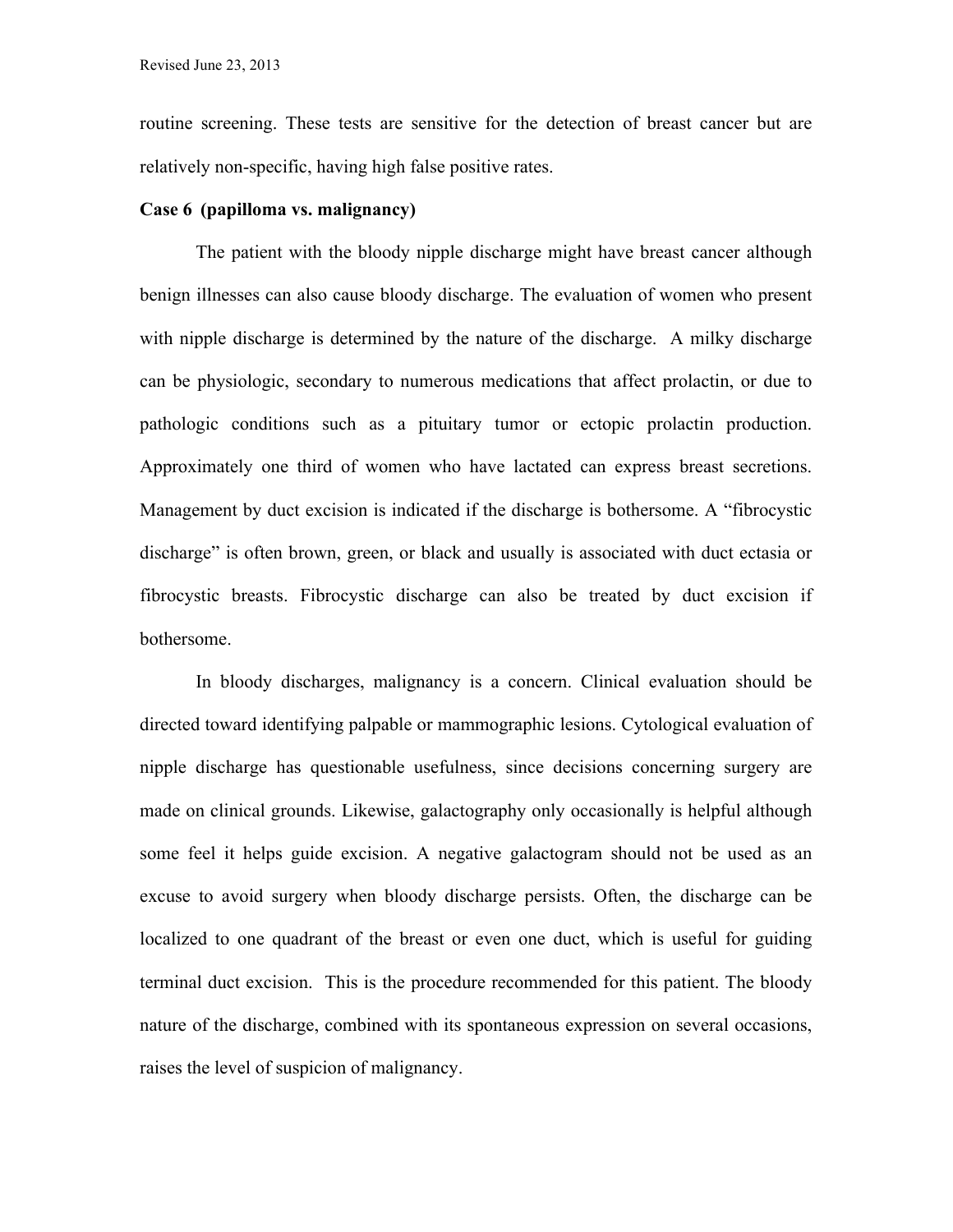routine screening. These tests are sensitive for the detection of breast cancer but are relatively non-specific, having high false positive rates.

**Case 6 (papilloma vs. malignancy)**

The patient with the bloody nipple discharge might have breast cancer although benign illnesses can also cause bloody discharge. The evaluation of women who present with nipple discharge is determined by the nature of the discharge. A milky discharge can be physiologic, secondary to numerous medications that affect prolactin, or due to pathologic conditions such as a pituitary tumor or ectopic prolactin production. Approximately one third of women who have lactated can express breast secretions. Management by duct excision is indicated if the discharge is bothersome. A "fibrocystic discharge" is often brown, green, or black and usually is associated with duct ectasia or fibrocystic breasts. Fibrocystic discharge can also be treated by duct excision if bothersome.

In bloody discharges, malignancy is a concern. Clinical evaluation should be directed toward identifying palpable or mammographic lesions. Cytological evaluation of nipple discharge has questionable usefulness, since decisions concerning surgery are made on clinical grounds. Likewise, galactography only occasionally is helpful although some feel it helps guide excision. A negative galactogram should not be used as an excuse to avoid surgery when bloody discharge persists. Often, the discharge can be localized to one quadrant of the breast or even one duct, which is useful for guiding terminal duct excision. This is the procedure recommended for this patient. The bloody nature of the discharge, combined with its spontaneous expression on several occasions, raises the level of suspicion of malignancy.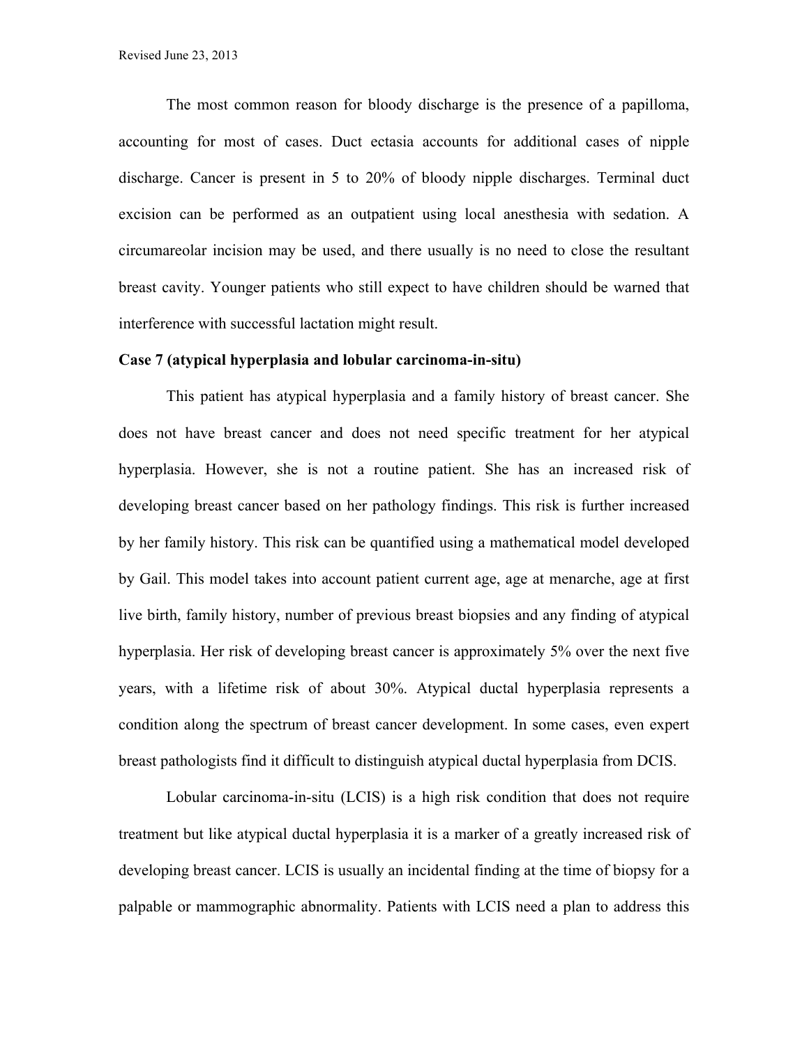The most common reason for bloody discharge is the presence of a papilloma, accounting for most of cases. Duct ectasia accounts for additional cases of nipple discharge. Cancer is present in 5 to 20% of bloody nipple discharges. Terminal duct excision can be performed as an outpatient using local anesthesia with sedation. A circumareolar incision may be used, and there usually is no need to close the resultant breast cavity. Younger patients who still expect to have children should be warned that interference with successful lactation might result.

**Case 7 (atypical hyperplasia and lobular carcinoma-in-situ)**

This patient has atypical hyperplasia and a family history of breast cancer. She does not have breast cancer and does not need specific treatment for her atypical hyperplasia. However, she is not a routine patient. She has an increased risk of developing breast cancer based on her pathology findings. This risk is further increased by her family history. This risk can be quantified using a mathematical model developed by Gail. This model takes into account patient current age, age at menarche, age at first live birth, family history, number of previous breast biopsies and any finding of atypical hyperplasia. Her risk of developing breast cancer is approximately 5% over the next five years, with a lifetime risk of about 30%. Atypical ductal hyperplasia represents a condition along the spectrum of breast cancer development. In some cases, even expert breast pathologists find it difficult to distinguish atypical ductal hyperplasia from DCIS.

Lobular carcinoma-in-situ (LCIS) is a high risk condition that does not require treatment but like atypical ductal hyperplasia it is a marker of a greatly increased risk of developing breast cancer. LCIS is usually an incidental finding at the time of biopsy for a palpable or mammographic abnormality. Patients with LCIS need a plan to address this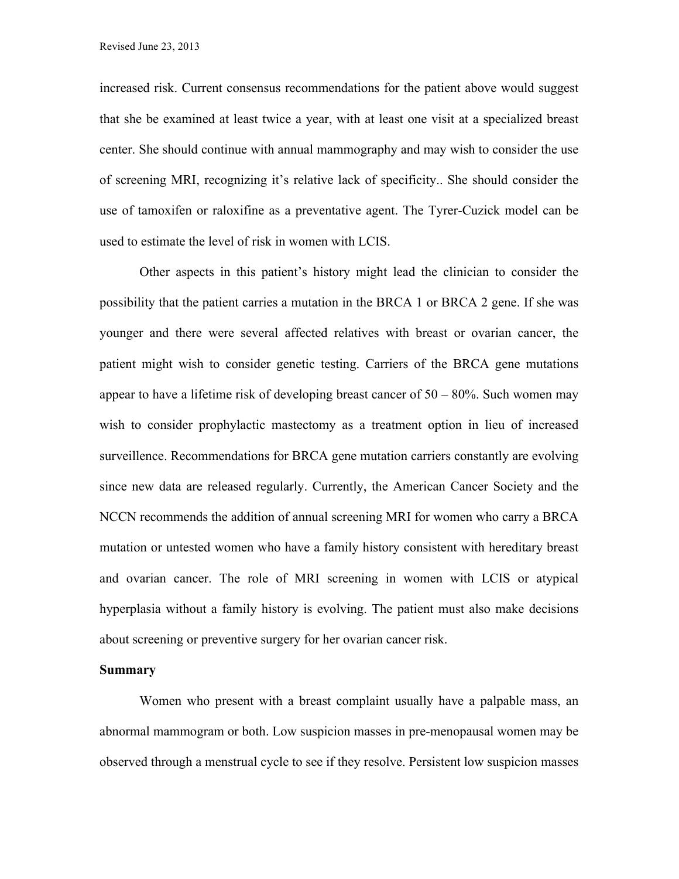increased risk. Current consensus recommendations for the patient above would suggest that she be examined at least twice a year, with at least one visit at a specialized breast center. She should continue with annual mammography and may wish to consider the use of screening MRI, recognizing it's relative lack of specificity.. She should consider the use of tamoxifen or raloxifine as a preventative agent. The Tyrer-Cuzick model can be used to estimate the level of risk in women with LCIS.

Other aspects in this patient's history might lead the clinician to consider the possibility that the patient carries a mutation in the BRCA 1 or BRCA 2 gene. If she was younger and there were several affected relatives with breast or ovarian cancer, the patient might wish to consider genetic testing. Carriers of the BRCA gene mutations appear to have a lifetime risk of developing breast cancer of 50 – 80%. Such women may wish to consider prophylactic mastectomy as a treatment option in lieu of increased surveillence. Recommendations for BRCA gene mutation carriers constantly are evolving since new data are released regularly. Currently, the American Cancer Society and the NCCN recommends the addition of annual screening MRI for women who carry a BRCA mutation or untested women who have a family history consistent with hereditary breast and ovarian cancer. The role of MRI screening in women with LCIS or atypical hyperplasia without a family history is evolving. The patient must also make decisions about screening or preventive surgery for her ovarian cancer risk.

**Summary**

Women who present with a breast complaint usually have a palpable mass, an abnormal mammogram or both. Low suspicion masses in pre-menopausal women may be observed through a menstrual cycle to see if they resolve. Persistent low suspicion masses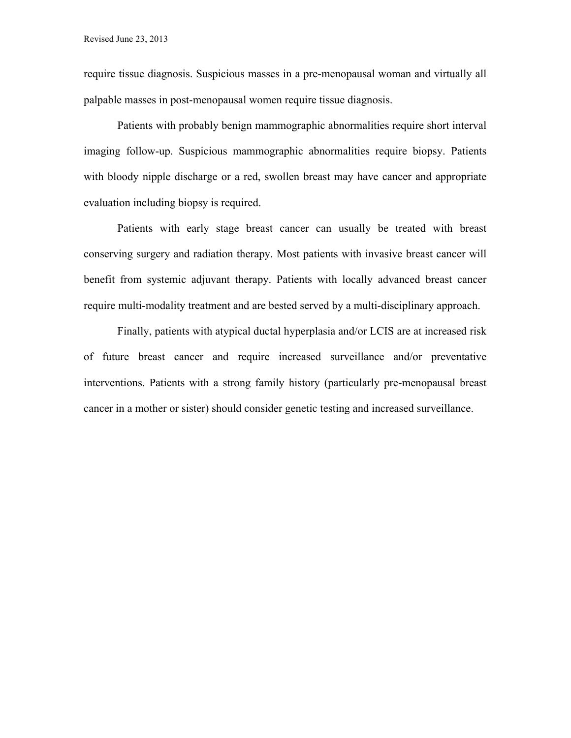require tissue diagnosis. Suspicious masses in a pre-menopausal woman and virtually all palpable masses in post-menopausal women require tissue diagnosis.

Patients with probably benign mammographic abnormalities require short interval imaging follow-up. Suspicious mammographic abnormalities require biopsy. Patients with bloody nipple discharge or a red, swollen breast may have cancer and appropriate evaluation including biopsy is required.

Patients with early stage breast cancer can usually be treated with breast conserving surgery and radiation therapy. Most patients with invasive breast cancer will benefit from systemic adjuvant therapy. Patients with locally advanced breast cancer require multi-modality treatment and are bested served by a multi-disciplinary approach.

Finally, patients with atypical ductal hyperplasia and/or LCIS are at increased risk of future breast cancer and require increased surveillance and/or preventative interventions. Patients with a strong family history (particularly pre-menopausal breast cancer in a mother or sister) should consider genetic testing and increased surveillance.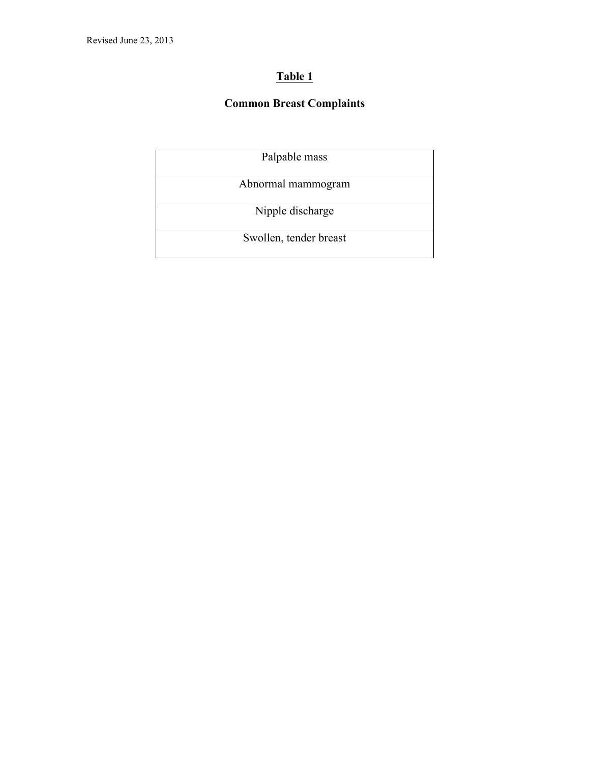## Table 1

### Common Breast Complaints

| Palpable mass |
| --- |
| Abnormal mammogram |
| Nipple discharge |
| Swollen, tender breast |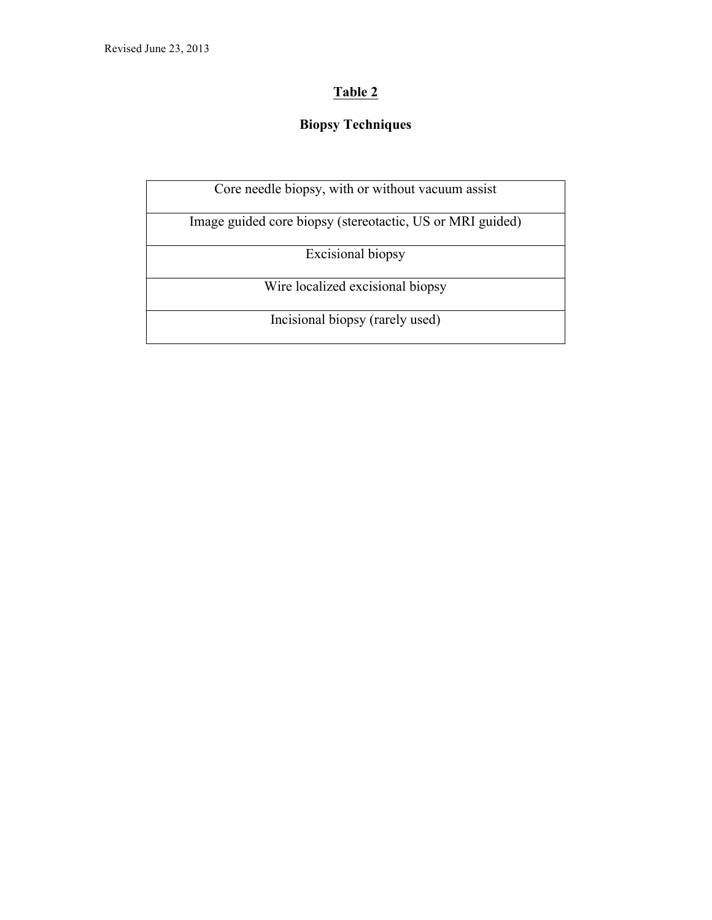## Table 2

### Biopsy Techniques

| Core needle biopsy, with or without vacuum assist |
|---|
| Image guided core biopsy (stereotactic, US or MRI guided) |
| Excisional biopsy |
| Wire localized excisional biopsy |
| Incisional biopsy (rarely used) |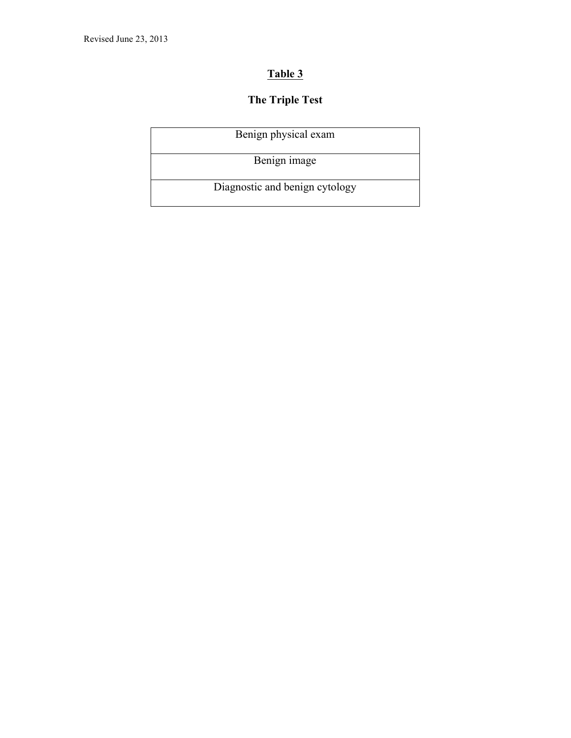**Table 3**

**The Triple Test**

| Benign physical exam |
|---|
| Benign image |
| Diagnostic and benign cytology |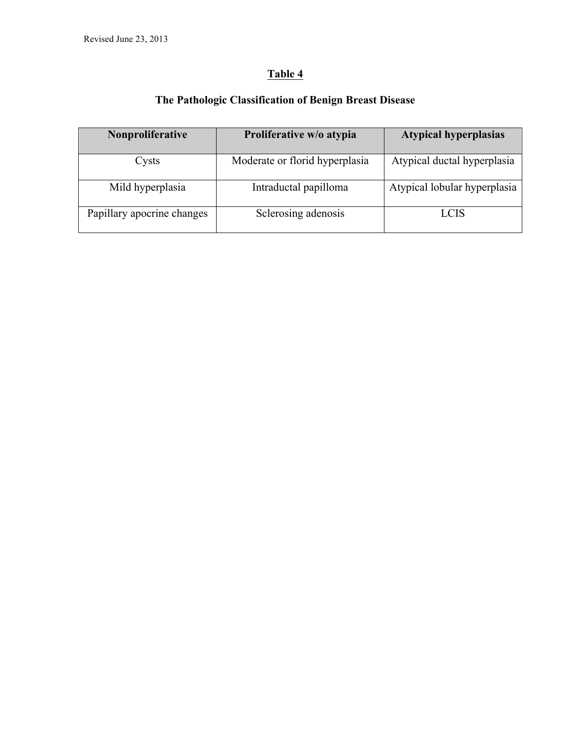## Table 4

### The Pathologic Classification of Benign Breast Disease

| Nonproliferative | Proliferative w/o atypia | Atypical hyperplasias |
|---|---|---|
| Cysts | Moderate or florid hyperplasia | Atypical ductal hyperplasia |
| Mild hyperplasia | Intraductal papilloma | Atypical lobular hyperplasia |
| Papillary apocrine changes | Sclerosing adenosis | LCIS |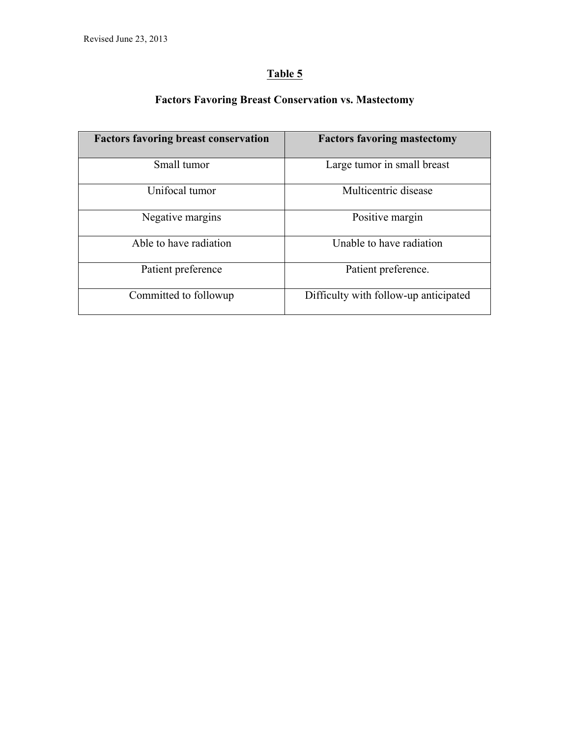**Table 5**

**Factors Favoring Breast Conservation vs. Mastectomy**

| Factors favoring breast conservation | Factors favoring mastectomy |
|---|---|
| Small tumor | Large tumor in small breast |
| Unifocal tumor | Multicentric disease |
| Negative margins | Positive margin |
| Able to have radiation | Unable to have radiation |
| Patient preference | Patient preference. |
| Committed to followup | Difficulty with follow-up anticipated |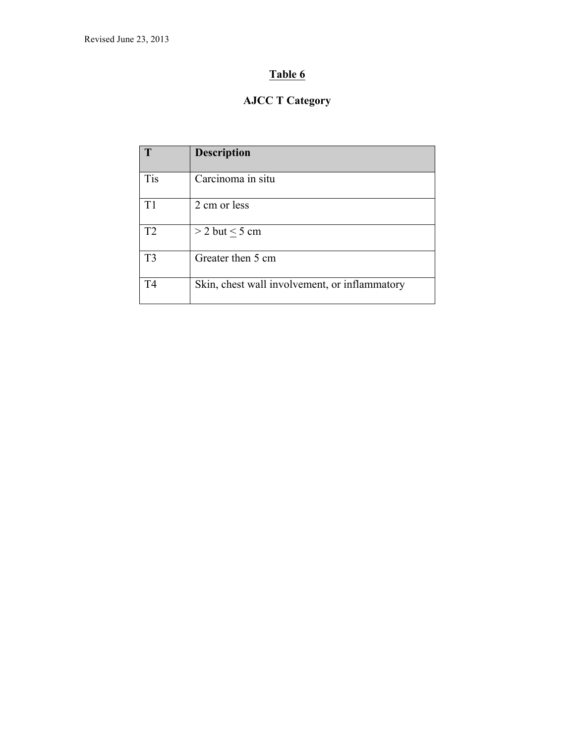## Table 6

### AJCC T Category

| T | Description |
|---|---|
| Tis | Carcinoma in situ |
| T1 | 2 cm or less |
| T2 | > 2 but ≤ 5 cm |
| T3 | Greater then 5 cm |
| T4 | Skin, chest wall involvement, or inflammatory |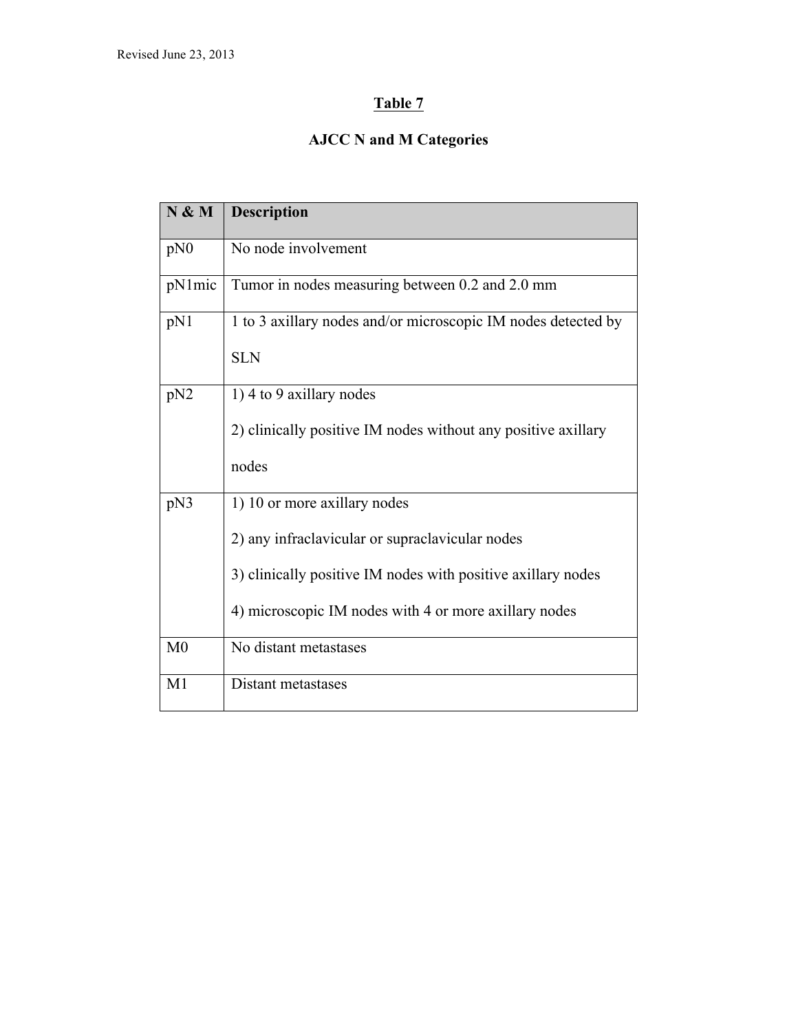## Table 7

### AJCC N and M Categories

| N & M | Description |
|---|---|
| pN0 | No node involvement |
| pN1mic | Tumor in nodes measuring between 0.2 and 2.0 mm |
| pN1 | 1 to 3 axillary nodes and/or microscopic IM nodes detected by SLN |
| pN2 | 1) 4 to 9 axillary nodes<br>2) clinically positive IM nodes without any positive axillary nodes |
| pN3 | 1) 10 or more axillary nodes<br>2) any infraclavicular or supraclavicular nodes<br>3) clinically positive IM nodes with positive axillary nodes<br>4) microscopic IM nodes with 4 or more axillary nodes |
| M0 | No distant metastases |
| M1 | Distant metastases |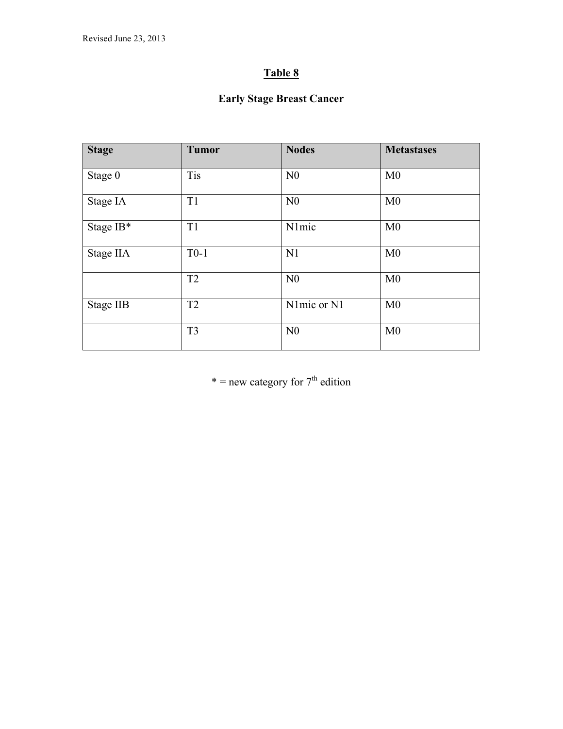**Table 8**

**Early Stage Breast Cancer**

| Stage | Tumor | Nodes | Metastases |
|---|---|---|---|
| Stage 0 | Tis | N0 | M0 |
| Stage IA | T1 | N0 | M0 |
| Stage IB* | T1 | N1mic | M0 |
| Stage IIA | T0-1 | N1 | M0 |
| | T2 | N0 | M0 |
| Stage IIB | T2 | N1mic or N1 | M0 |
| | T3 | N0 | M0 |

* = new category for 7th edition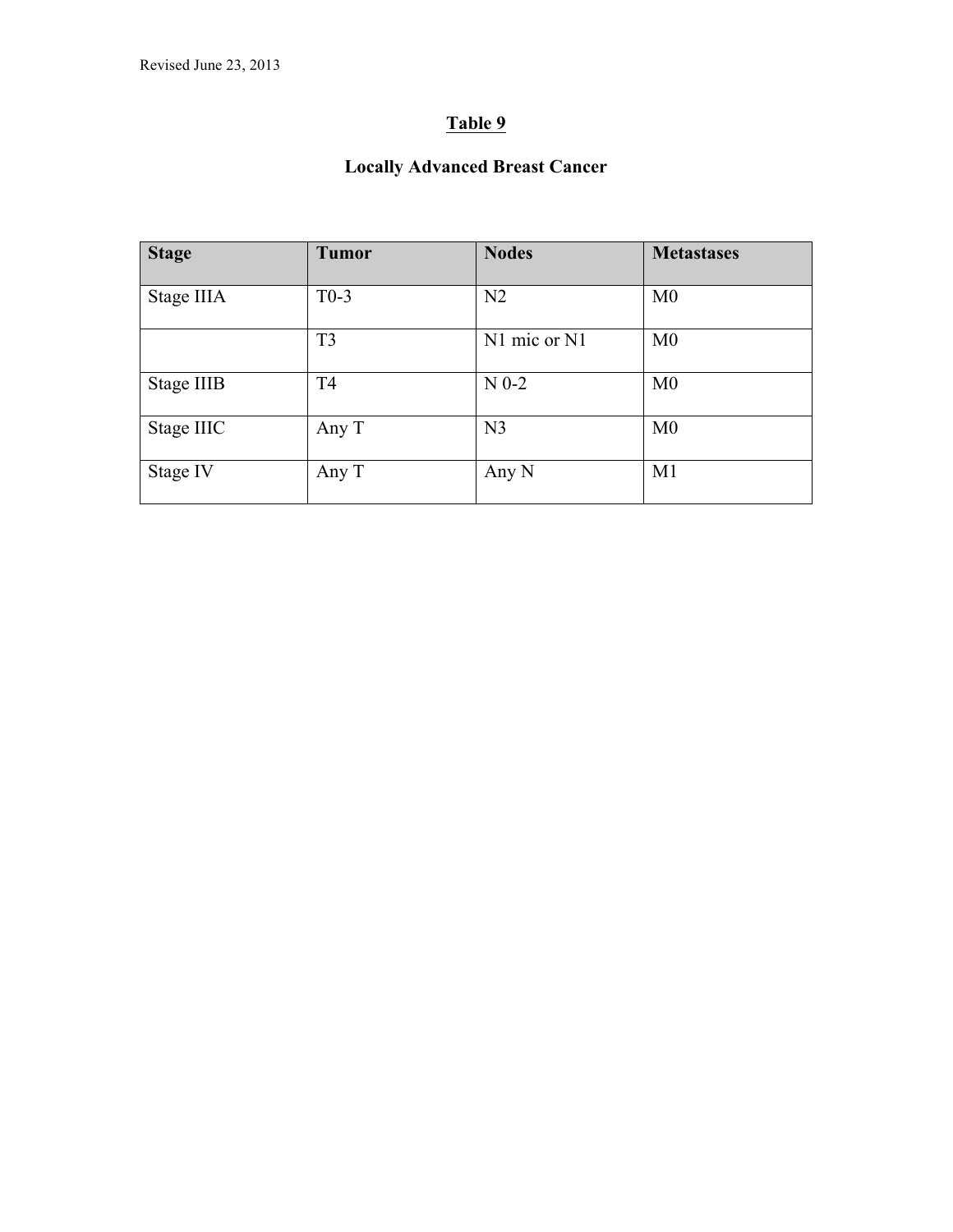## Table 9

### Locally Advanced Breast Cancer

| Stage | Tumor | Nodes | Metastases |
|---|---|---|---|
| Stage IIIA | T0-3 | N2 | M0 |
| | T3 | N1 mic or N1 | M0 |
| Stage IIIB | T4 | N 0-2 | M0 |
| Stage IIIC | Any T | N3 | M0 |
| Stage IV | Any T | Any N | M1 |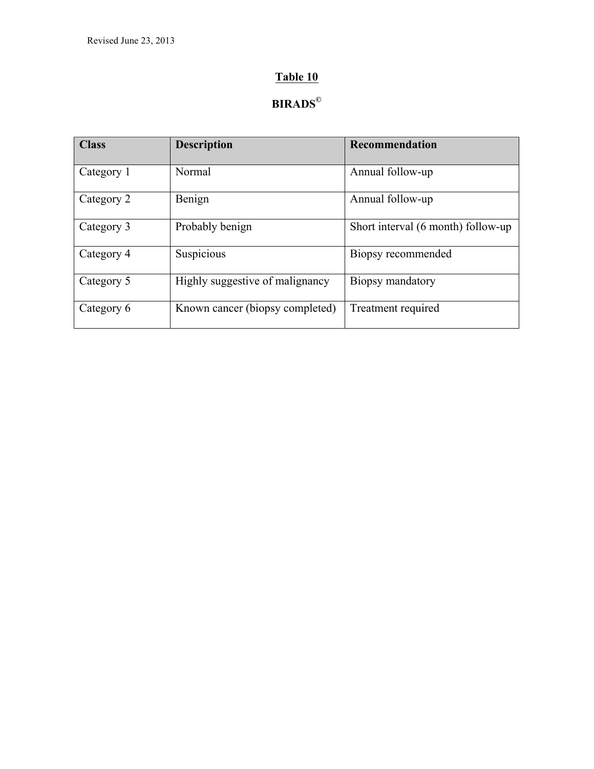Revised June 23, 2013

## Table 10

### BIRADS©

| Class | Description | Recommendation |
|---|---|---|
| Category 1 | Normal | Annual follow-up |
| Category 2 | Benign | Annual follow-up |
| Category 3 | Probably benign | Short interval (6 month) follow-up |
| Category 4 | Suspicious | Biopsy recommended |
| Category 5 | Highly suggestive of malignancy | Biopsy mandatory |
| Category 6 | Known cancer (biopsy completed) | Treatment required |